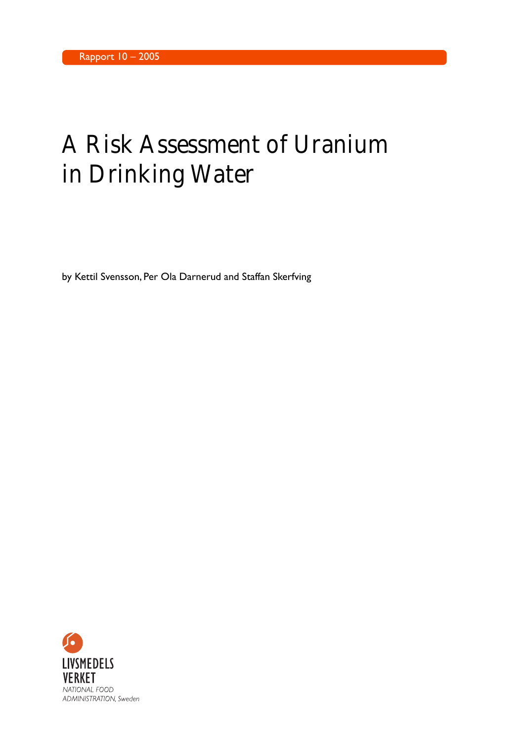Rapport 10 – 2005

# A Risk Assessment of Uranium in Drinking Water

by Kettil Svensson, Per Ola Darnerud and Staffan Skerfving

LIVSMEDELS VERKET

*NATIONAL FOOD ADMINISTRATION, Sweden*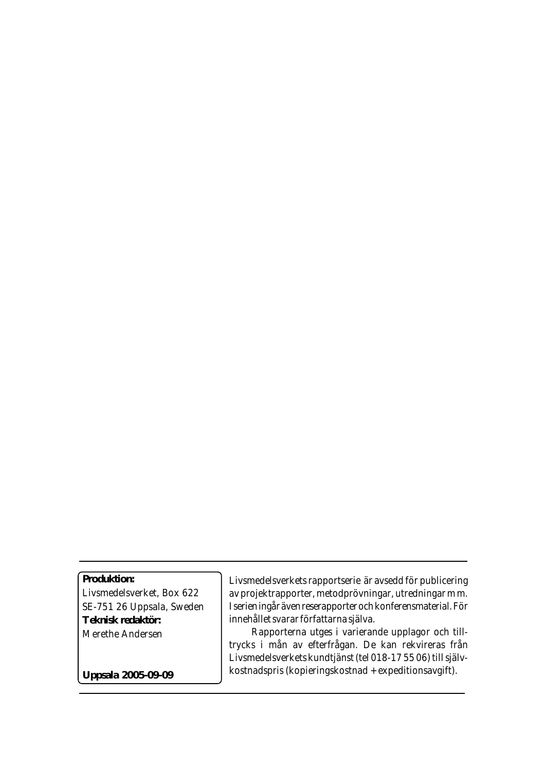**Produktion:**
Livsmedelsverket, Box 622
SE-751 26 Uppsala, Sweden
**Teknisk redaktör:**
Merethe Andersen

**Uppsala 2005-09-09**

Livsmedelsverkets rapportserie är avsedd för publicering av projektrapporter, metodprövningar, utredningar m m. I serien ingår även reserapporter och konferensmaterial. För innehållet svarar författarna själva.

Rapporterna utges i varierande upplagor och tilltrycks i mån av efterfrågan. De kan rekvireras från Livsmedelsverkets kundtjänst (tel 018-17 55 06) till självkostnadspris (kopieringskostnad + expeditionsavgift).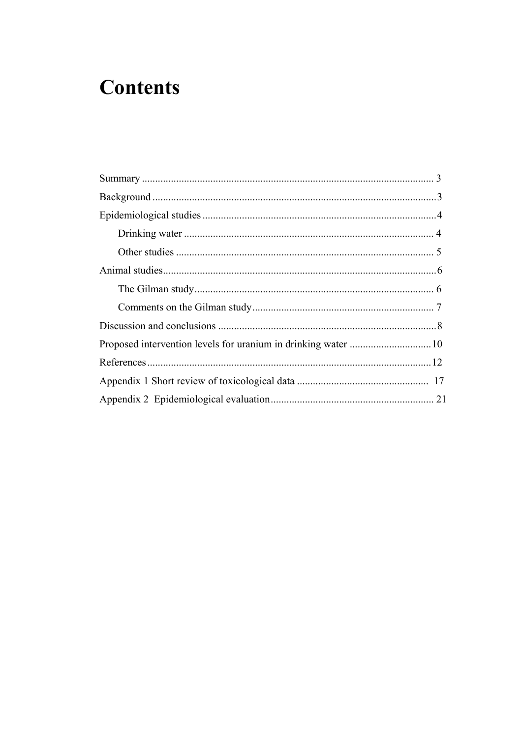# Contents

Summary .............................................................................................................. 3

Background ..........................................................................................................3

Epidemiological studies ........................................................................................4

- Drinking water .............................................................................................. 4
- Other studies ................................................................................................. 5

Animal studies.......................................................................................................6

- The Gilman study........................................................................................... 6
- Comments on the Gilman study..................................................................... 7

Discussion and conclusions ...................................................................................8

Proposed intervention levels for uranium in drinking water ...............................10

References...........................................................................................................12

Appendix 1 Short review of toxicological data ................................................. 17

Appendix 2 Epidemiological evaluation............................................................. 21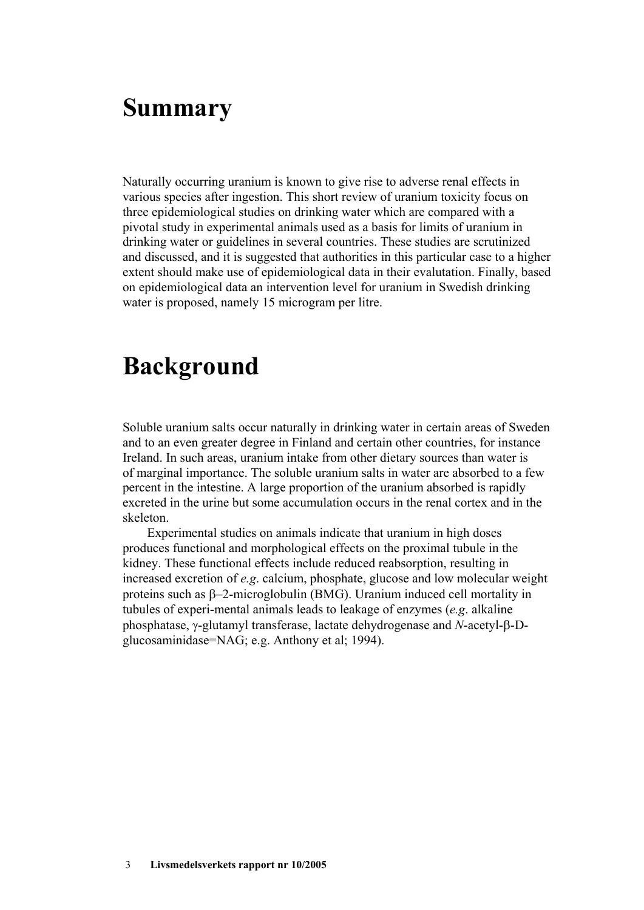# Summary

Naturally occurring uranium is known to give rise to adverse renal effects in various species after ingestion. This short review of uranium toxicity focus on three epidemiological studies on drinking water which are compared with a pivotal study in experimental animals used as a basis for limits of uranium in drinking water or guidelines in several countries. These studies are scrutinized and discussed, and it is suggested that authorities in this particular case to a higher extent should make use of epidemiological data in their evalutation. Finally, based on epidemiological data an intervention level for uranium in Swedish drinking water is proposed, namely 15 microgram per litre.

# Background

Soluble uranium salts occur naturally in drinking water in certain areas of Sweden and to an even greater degree in Finland and certain other countries, for instance Ireland. In such areas, uranium intake from other dietary sources than water is of marginal importance. The soluble uranium salts in water are absorbed to a few percent in the intestine. A large proportion of the uranium absorbed is rapidly excreted in the urine but some accumulation occurs in the renal cortex and in the skeleton.

Experimental studies on animals indicate that uranium in high doses produces functional and morphological effects on the proximal tubule in the kidney. These functional effects include reduced reabsorption, resulting in increased excretion of *e.g*. calcium, phosphate, glucose and low molecular weight proteins such as β–2-microglobulin (BMG). Uranium induced cell mortality in tubules of experi-mental animals leads to leakage of enzymes (*e.g*. alkaline phosphatase, γ-glutamyl transferase, lactate dehydrogenase and *N*-acetyl-β-D-glucosaminidase=NAG; e.g. Anthony et al; 1994).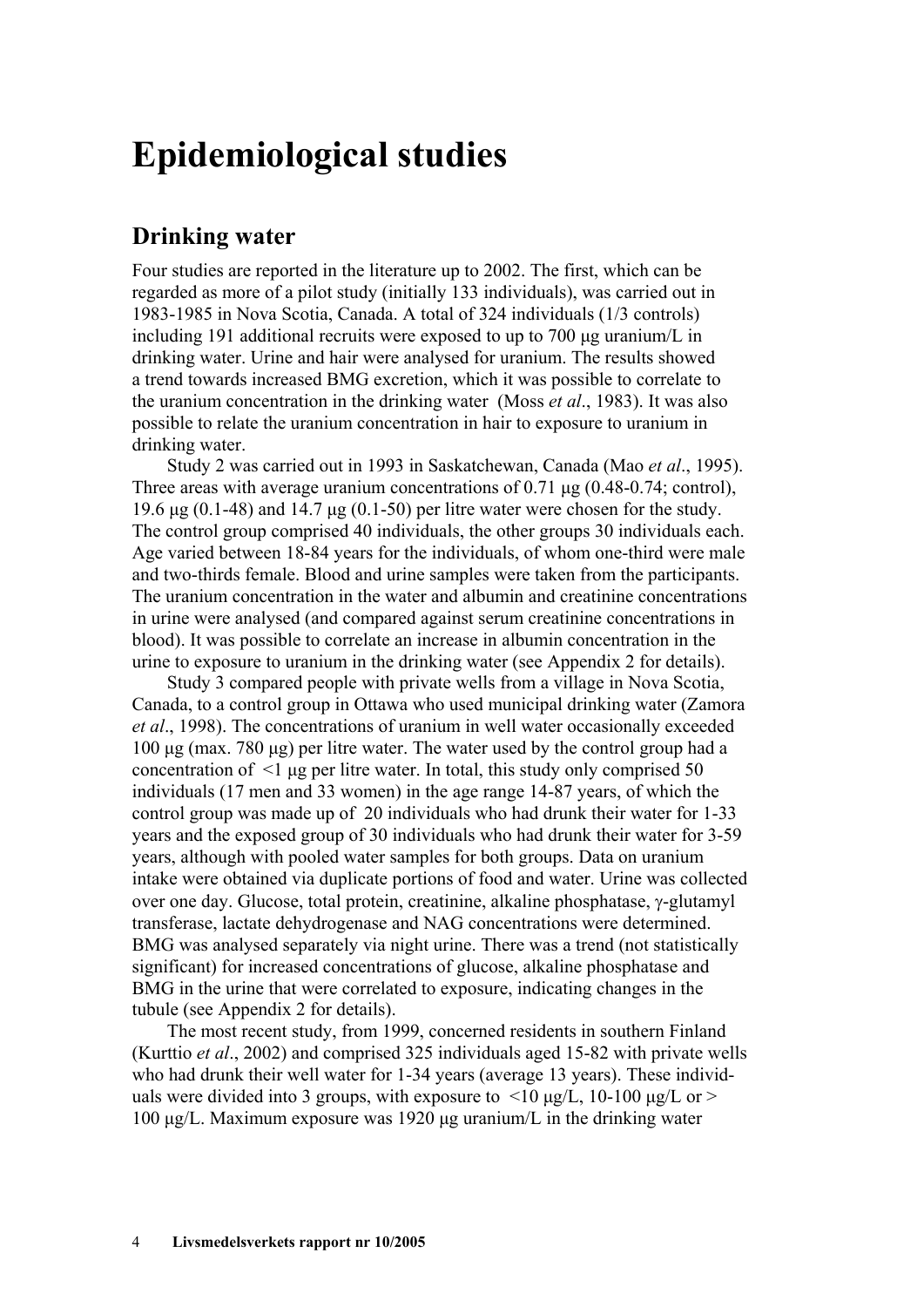# Epidemiological studies

## Drinking water

Four studies are reported in the literature up to 2002. The first, which can be regarded as more of a pilot study (initially 133 individuals), was carried out in 1983-1985 in Nova Scotia, Canada. A total of 324 individuals (1/3 controls) including 191 additional recruits were exposed to up to 700 µg uranium/L in drinking water. Urine and hair were analysed for uranium. The results showed a trend towards increased BMG excretion, which it was possible to correlate to the uranium concentration in the drinking water (Moss *et al*., 1983). It was also possible to relate the uranium concentration in hair to exposure to uranium in drinking water.

Study 2 was carried out in 1993 in Saskatchewan, Canada (Mao *et al*., 1995). Three areas with average uranium concentrations of 0.71 µg (0.48-0.74; control), 19.6 µg (0.1-48) and 14.7 µg (0.1-50) per litre water were chosen for the study. The control group comprised 40 individuals, the other groups 30 individuals each. Age varied between 18-84 years for the individuals, of whom one-third were male and two-thirds female. Blood and urine samples were taken from the participants. The uranium concentration in the water and albumin and creatinine concentrations in urine were analysed (and compared against serum creatinine concentrations in blood). It was possible to correlate an increase in albumin concentration in the urine to exposure to uranium in the drinking water (see Appendix 2 for details).

Study 3 compared people with private wells from a village in Nova Scotia, Canada, to a control group in Ottawa who used municipal drinking water (Zamora *et al*., 1998). The concentrations of uranium in well water occasionally exceeded 100 µg (max. 780 µg) per litre water. The water used by the control group had a concentration of <1 µg per litre water. In total, this study only comprised 50 individuals (17 men and 33 women) in the age range 14-87 years, of which the control group was made up of 20 individuals who had drunk their water for 1-33 years and the exposed group of 30 individuals who had drunk their water for 3-59 years, although with pooled water samples for both groups. Data on uranium intake were obtained via duplicate portions of food and water. Urine was collected over one day. Glucose, total protein, creatinine, alkaline phosphatase, γ-glutamyl transferase, lactate dehydrogenase and NAG concentrations were determined. BMG was analysed separately via night urine. There was a trend (not statistically significant) for increased concentrations of glucose, alkaline phosphatase and BMG in the urine that were correlated to exposure, indicating changes in the tubule (see Appendix 2 for details).

The most recent study, from 1999, concerned residents in southern Finland (Kurttio *et al*., 2002) and comprised 325 individuals aged 15-82 with private wells who had drunk their well water for 1-34 years (average 13 years). These individuals were divided into 3 groups, with exposure to <10 µg/L, 10-100 µg/L or > 100 µg/L. Maximum exposure was 1920 µg uranium/L in the drinking water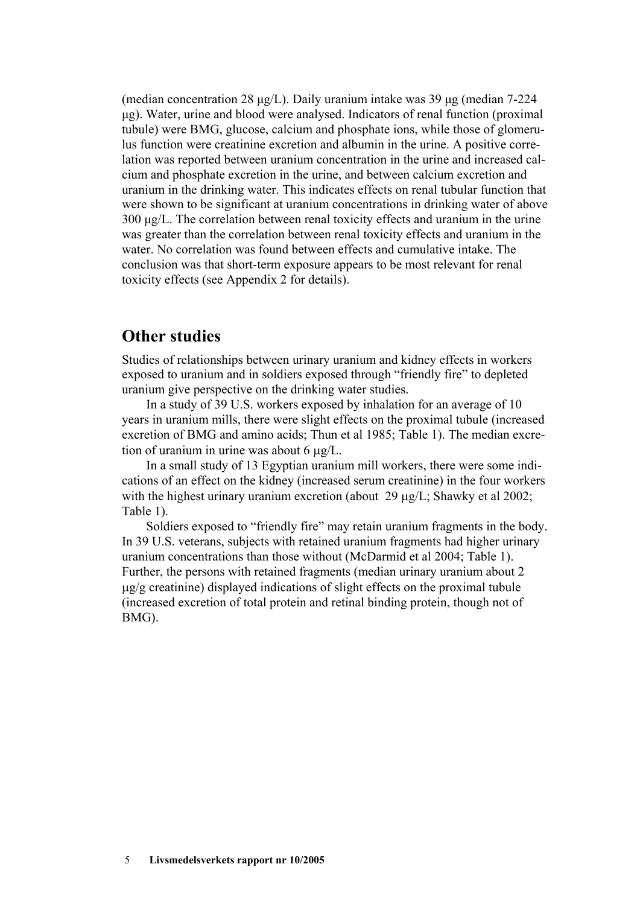(median concentration 28 μg/L). Daily uranium intake was 39 μg (median 7-224 μg). Water, urine and blood were analysed. Indicators of renal function (proximal tubule) were BMG, glucose, calcium and phosphate ions, while those of glomerulus function were creatinine excretion and albumin in the urine. A positive correlation was reported between uranium concentration in the urine and increased calcium and phosphate excretion in the urine, and between calcium excretion and uranium in the drinking water. This indicates effects on renal tubular function that were shown to be significant at uranium concentrations in drinking water of above 300 μg/L. The correlation between renal toxicity effects and uranium in the urine was greater than the correlation between renal toxicity effects and uranium in the water. No correlation was found between effects and cumulative intake. The conclusion was that short-term exposure appears to be most relevant for renal toxicity effects (see Appendix 2 for details).

## Other studies

Studies of relationships between urinary uranium and kidney effects in workers exposed to uranium and in soldiers exposed through "friendly fire" to depleted uranium give perspective on the drinking water studies.

In a study of 39 U.S. workers exposed by inhalation for an average of 10 years in uranium mills, there were slight effects on the proximal tubule (increased excretion of BMG and amino acids; Thun et al 1985; Table 1). The median excretion of uranium in urine was about 6 μg/L.

In a small study of 13 Egyptian uranium mill workers, there were some indications of an effect on the kidney (increased serum creatinine) in the four workers with the highest urinary uranium excretion (about 29 μg/L; Shawky et al 2002; Table 1).

Soldiers exposed to "friendly fire" may retain uranium fragments in the body. In 39 U.S. veterans, subjects with retained uranium fragments had higher urinary uranium concentrations than those without (McDarmid et al 2004; Table 1). Further, the persons with retained fragments (median urinary uranium about 2 μg/g creatinine) displayed indications of slight effects on the proximal tubule (increased excretion of total protein and retinal binding protein, though not of BMG).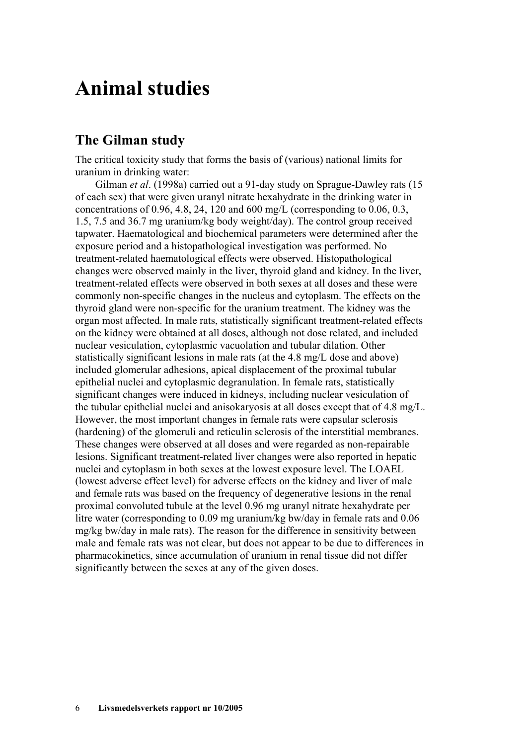# Animal studies

## The Gilman study

The critical toxicity study that forms the basis of (various) national limits for uranium in drinking water:

Gilman *et al*. (1998a) carried out a 91-day study on Sprague-Dawley rats (15 of each sex) that were given uranyl nitrate hexahydrate in the drinking water in concentrations of 0.96, 4.8, 24, 120 and 600 mg/L (corresponding to 0.06, 0.3, 1.5, 7.5 and 36.7 mg uranium/kg body weight/day). The control group received tapwater. Haematological and biochemical parameters were determined after the exposure period and a histopathological investigation was performed. No treatment-related haematological effects were observed. Histopathological changes were observed mainly in the liver, thyroid gland and kidney. In the liver, treatment-related effects were observed in both sexes at all doses and these were commonly non-specific changes in the nucleus and cytoplasm. The effects on the thyroid gland were non-specific for the uranium treatment. The kidney was the organ most affected. In male rats, statistically significant treatment-related effects on the kidney were obtained at all doses, although not dose related, and included nuclear vesiculation, cytoplasmic vacuolation and tubular dilation. Other statistically significant lesions in male rats (at the 4.8 mg/L dose and above) included glomerular adhesions, apical displacement of the proximal tubular epithelial nuclei and cytoplasmic degranulation. In female rats, statistically significant changes were induced in kidneys, including nuclear vesiculation of the tubular epithelial nuclei and anisokaryosis at all doses except that of 4.8 mg/L. However, the most important changes in female rats were capsular sclerosis (hardening) of the glomeruli and reticulin sclerosis of the interstitial membranes. These changes were observed at all doses and were regarded as non-repairable lesions. Significant treatment-related liver changes were also reported in hepatic nuclei and cytoplasm in both sexes at the lowest exposure level. The LOAEL (lowest adverse effect level) for adverse effects on the kidney and liver of male and female rats was based on the frequency of degenerative lesions in the renal proximal convoluted tubule at the level 0.96 mg uranyl nitrate hexahydrate per litre water (corresponding to 0.09 mg uranium/kg bw/day in female rats and 0.06 mg/kg bw/day in male rats). The reason for the difference in sensitivity between male and female rats was not clear, but does not appear to be due to differences in pharmacokinetics, since accumulation of uranium in renal tissue did not differ significantly between the sexes at any of the given doses.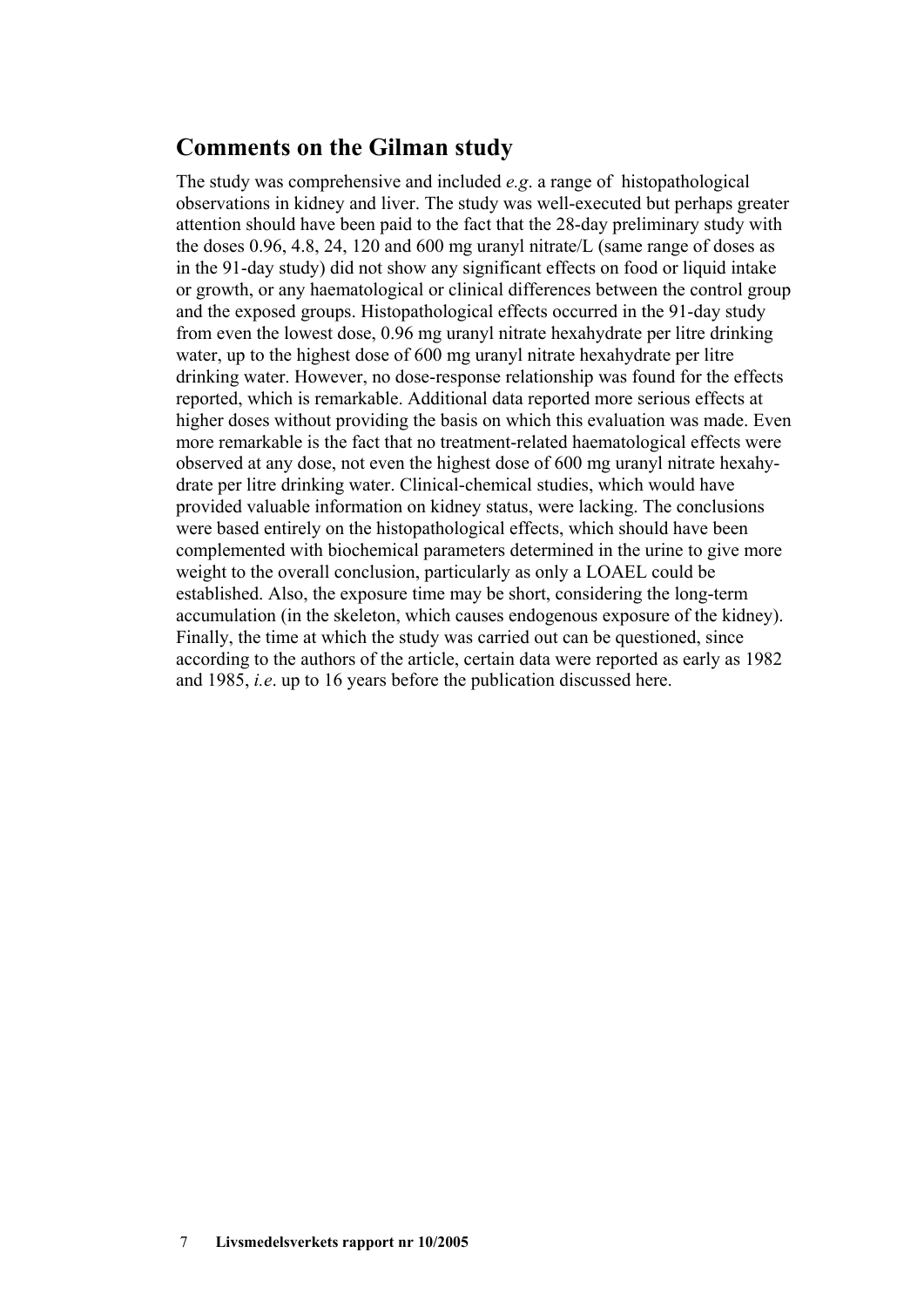## Comments on the Gilman study

The study was comprehensive and included *e.g*. a range of histopathological observations in kidney and liver. The study was well-executed but perhaps greater attention should have been paid to the fact that the 28-day preliminary study with the doses 0.96, 4.8, 24, 120 and 600 mg uranyl nitrate/L (same range of doses as in the 91-day study) did not show any significant effects on food or liquid intake or growth, or any haematological or clinical differences between the control group and the exposed groups. Histopathological effects occurred in the 91-day study from even the lowest dose, 0.96 mg uranyl nitrate hexahydrate per litre drinking water, up to the highest dose of 600 mg uranyl nitrate hexahydrate per litre drinking water. However, no dose-response relationship was found for the effects reported, which is remarkable. Additional data reported more serious effects at higher doses without providing the basis on which this evaluation was made. Even more remarkable is the fact that no treatment-related haematological effects were observed at any dose, not even the highest dose of 600 mg uranyl nitrate hexahydrate per litre drinking water. Clinical-chemical studies, which would have provided valuable information on kidney status, were lacking. The conclusions were based entirely on the histopathological effects, which should have been complemented with biochemical parameters determined in the urine to give more weight to the overall conclusion, particularly as only a LOAEL could be established. Also, the exposure time may be short, considering the long-term accumulation (in the skeleton, which causes endogenous exposure of the kidney). Finally, the time at which the study was carried out can be questioned, since according to the authors of the article, certain data were reported as early as 1982 and 1985, *i.e*. up to 16 years before the publication discussed here.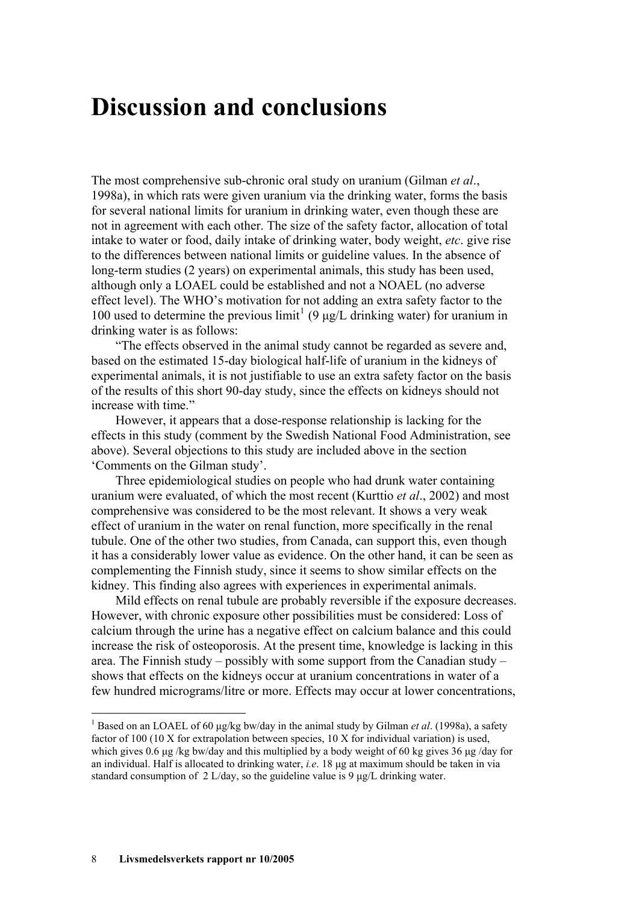# Discussion and conclusions

The most comprehensive sub-chronic oral study on uranium (Gilman *et al*., 1998a), in which rats were given uranium via the drinking water, forms the basis for several national limits for uranium in drinking water, even though these are not in agreement with each other. The size of the safety factor, allocation of total intake to water or food, daily intake of drinking water, body weight, *etc*. give rise to the differences between national limits or guideline values. In the absence of long-term studies (2 years) on experimental animals, this study has been used, although only a LOAEL could be established and not a NOAEL (no adverse effect level). The WHO's motivation for not adding an extra safety factor to the 100 used to determine the previous limit[1] (9 µg/L drinking water) for uranium in drinking water is as follows:

"The effects observed in the animal study cannot be regarded as severe and, based on the estimated 15-day biological half-life of uranium in the kidneys of experimental animals, it is not justifiable to use an extra safety factor on the basis of the results of this short 90-day study, since the effects on kidneys should not increase with time."

However, it appears that a dose-response relationship is lacking for the effects in this study (comment by the Swedish National Food Administration, see above). Several objections to this study are included above in the section 'Comments on the Gilman study'.

Three epidemiological studies on people who had drunk water containing uranium were evaluated, of which the most recent (Kurttio *et al*., 2002) and most comprehensive was considered to be the most relevant. It shows a very weak effect of uranium in the water on renal function, more specifically in the renal tubule. One of the other two studies, from Canada, can support this, even though it has a considerably lower value as evidence. On the other hand, it can be seen as complementing the Finnish study, since it seems to show similar effects on the kidney. This finding also agrees with experiences in experimental animals.

Mild effects on renal tubule are probably reversible if the exposure decreases. However, with chronic exposure other possibilities must be considered: Loss of calcium through the urine has a negative effect on calcium balance and this could increase the risk of osteoporosis. At the present time, knowledge is lacking in this area. The Finnish study – possibly with some support from the Canadian study – shows that effects on the kidneys occur at uranium concentrations in water of a few hundred micrograms/litre or more. Effects may occur at lower concentrations,

---

[1] Based on an LOAEL of 60 µg/kg bw/day in the animal study by Gilman *et al*. (1998a), a safety factor of 100 (10 X for extrapolation between species, 10 X for individual variation) is used, which gives 0.6 µg /kg bw/day and this multiplied by a body weight of 60 kg gives 36 µg /day for an individual. Half is allocated to drinking water, *i.e*. 18 µg at maximum should be taken in via standard consumption of 2 L/day, so the guideline value is 9 µg/L drinking water.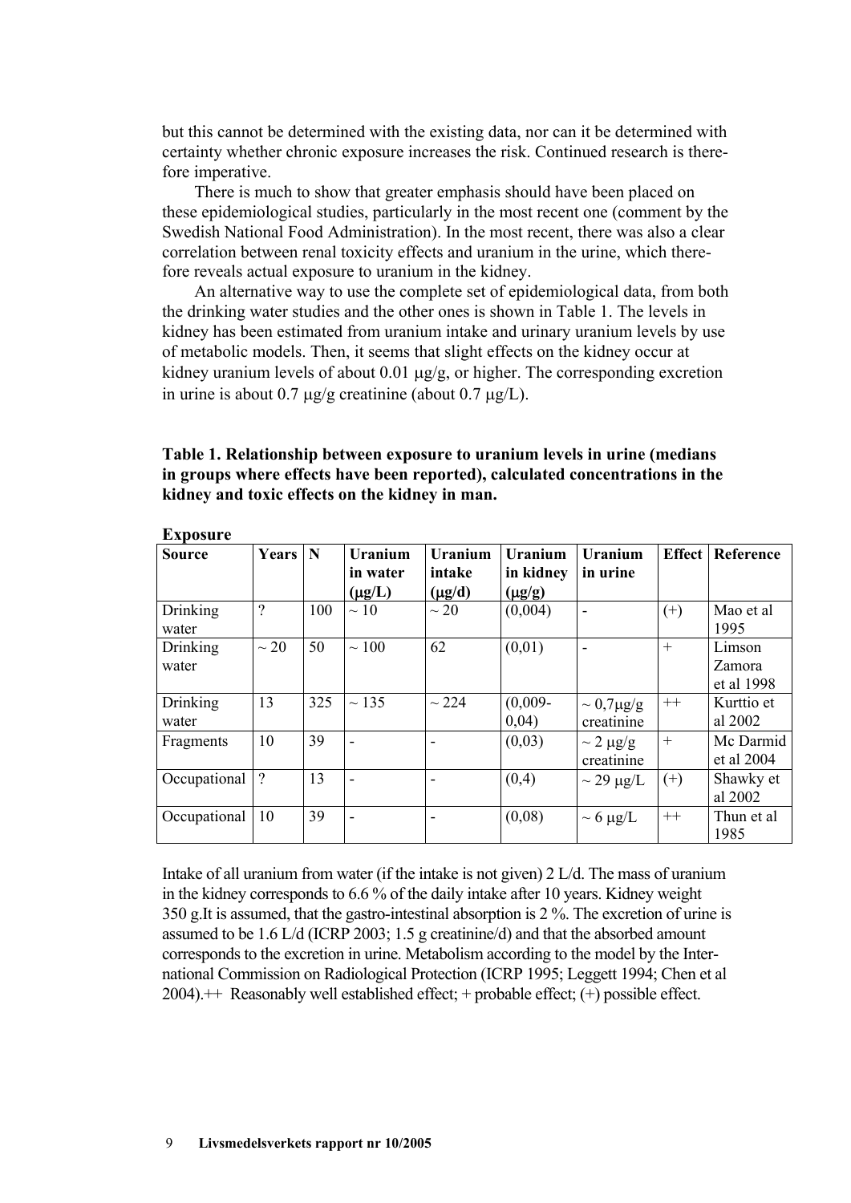but this cannot be determined with the existing data, nor can it be determined with certainty whether chronic exposure increases the risk. Continued research is therefore imperative.

There is much to show that greater emphasis should have been placed on these epidemiological studies, particularly in the most recent one (comment by the Swedish National Food Administration). In the most recent, there was also a clear correlation between renal toxicity effects and uranium in the urine, which therefore reveals actual exposure to uranium in the kidney.

An alternative way to use the complete set of epidemiological data, from both the drinking water studies and the other ones is shown in Table 1. The levels in kidney has been estimated from uranium intake and urinary uranium levels by use of metabolic models. Then, it seems that slight effects on the kidney occur at kidney uranium levels of about 0.01 µg/g, or higher. The corresponding excretion in urine is about 0.7 µg/g creatinine (about 0.7 µg/L).

**Table 1. Relationship between exposure to uranium levels in urine (medians in groups where effects have been reported), calculated concentrations in the kidney and toxic effects on the kidney in man.**

| Exposure | | | | | | | | |
|---|---|---|---|---|---|---|---|---|
| **Source** | **Years** | **N** | **Uranium in water (µg/L)** | **Uranium intake (µg/d)** | **Uranium in kidney (µg/g)** | **Uranium in urine** | **Effect** | **Reference** |
| Drinking water | ? | 100 | ~ 10 | ~ 20 | (0,004) | - | (+) | Mao et al 1995 |
| Drinking water | ~ 20 | 50 | ~ 100 | 62 | (0,01) | - | + | Limson Zamora et al 1998 |
| Drinking water | 13 | 325 | ~ 135 | ~ 224 | (0,009-0,04) | ~ 0,7µg/g creatinine | ++ | Kurttio et al 2002 |
| Fragments | 10 | 39 | - | - | (0,03) | ~ 2 µg/g creatinine | + | Mc Darmid et al 2004 |
| Occupational | ? | 13 | - | - | (0,4) | ~ 29 µg/L | (+) | Shawky et al 2002 |
| Occupational | 10 | 39 | - | - | (0,08) | ~ 6 µg/L | ++ | Thun et al 1985 |

Intake of all uranium from water (if the intake is not given) 2 L/d. The mass of uranium in the kidney corresponds to 6.6 % of the daily intake after 10 years. Kidney weight 350 g.It is assumed, that the gastro-intestinal absorption is 2 %. The excretion of urine is assumed to be 1.6 L/d (ICRP 2003; 1.5 g creatinine/d) and that the absorbed amount corresponds to the excretion in urine. Metabolism according to the model by the International Commission on Radiological Protection (ICRP 1995; Leggett 1994; Chen et al 2004).++ Reasonably well established effect; + probable effect; (+) possible effect.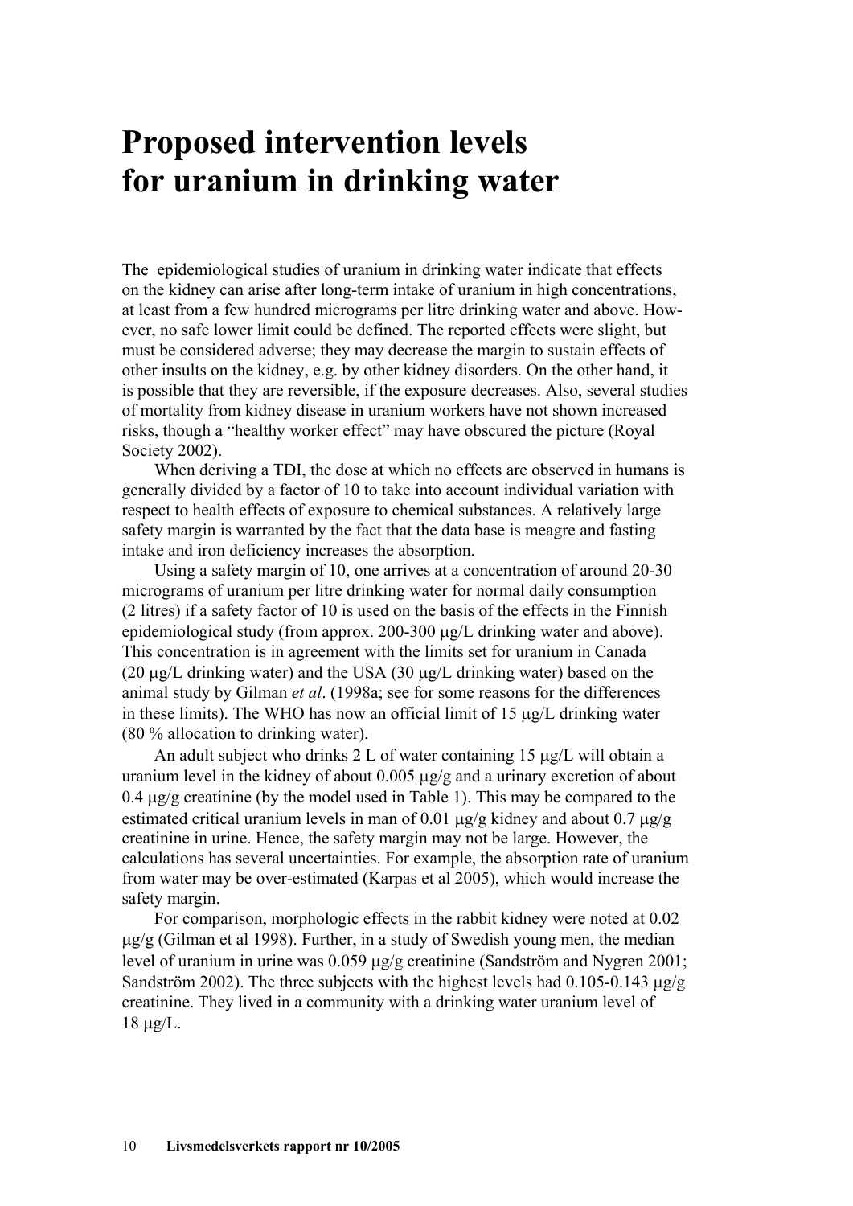# Proposed intervention levels for uranium in drinking water

The epidemiological studies of uranium in drinking water indicate that effects on the kidney can arise after long-term intake of uranium in high concentrations, at least from a few hundred micrograms per litre drinking water and above. However, no safe lower limit could be defined. The reported effects were slight, but must be considered adverse; they may decrease the margin to sustain effects of other insults on the kidney, e.g. by other kidney disorders. On the other hand, it is possible that they are reversible, if the exposure decreases. Also, several studies of mortality from kidney disease in uranium workers have not shown increased risks, though a "healthy worker effect" may have obscured the picture (Royal Society 2002).

When deriving a TDI, the dose at which no effects are observed in humans is generally divided by a factor of 10 to take into account individual variation with respect to health effects of exposure to chemical substances. A relatively large safety margin is warranted by the fact that the data base is meagre and fasting intake and iron deficiency increases the absorption.

Using a safety margin of 10, one arrives at a concentration of around 20-30 micrograms of uranium per litre drinking water for normal daily consumption (2 litres) if a safety factor of 10 is used on the basis of the effects in the Finnish epidemiological study (from approx. 200-300 μg/L drinking water and above). This concentration is in agreement with the limits set for uranium in Canada (20 μg/L drinking water) and the USA (30 μg/L drinking water) based on the animal study by Gilman *et al*. (1998a; see for some reasons for the differences in these limits). The WHO has now an official limit of 15 μg/L drinking water (80 % allocation to drinking water).

An adult subject who drinks 2 L of water containing 15 μg/L will obtain a uranium level in the kidney of about 0.005 μg/g and a urinary excretion of about 0.4 μg/g creatinine (by the model used in Table 1). This may be compared to the estimated critical uranium levels in man of 0.01 μg/g kidney and about 0.7 μg/g creatinine in urine. Hence, the safety margin may not be large. However, the calculations has several uncertainties. For example, the absorption rate of uranium from water may be over-estimated (Karpas et al 2005), which would increase the safety margin.

For comparison, morphologic effects in the rabbit kidney were noted at 0.02 μg/g (Gilman et al 1998). Further, in a study of Swedish young men, the median level of uranium in urine was 0.059 μg/g creatinine (Sandström and Nygren 2001; Sandström 2002). The three subjects with the highest levels had 0.105-0.143 μg/g creatinine. They lived in a community with a drinking water uranium level of 18 μg/L.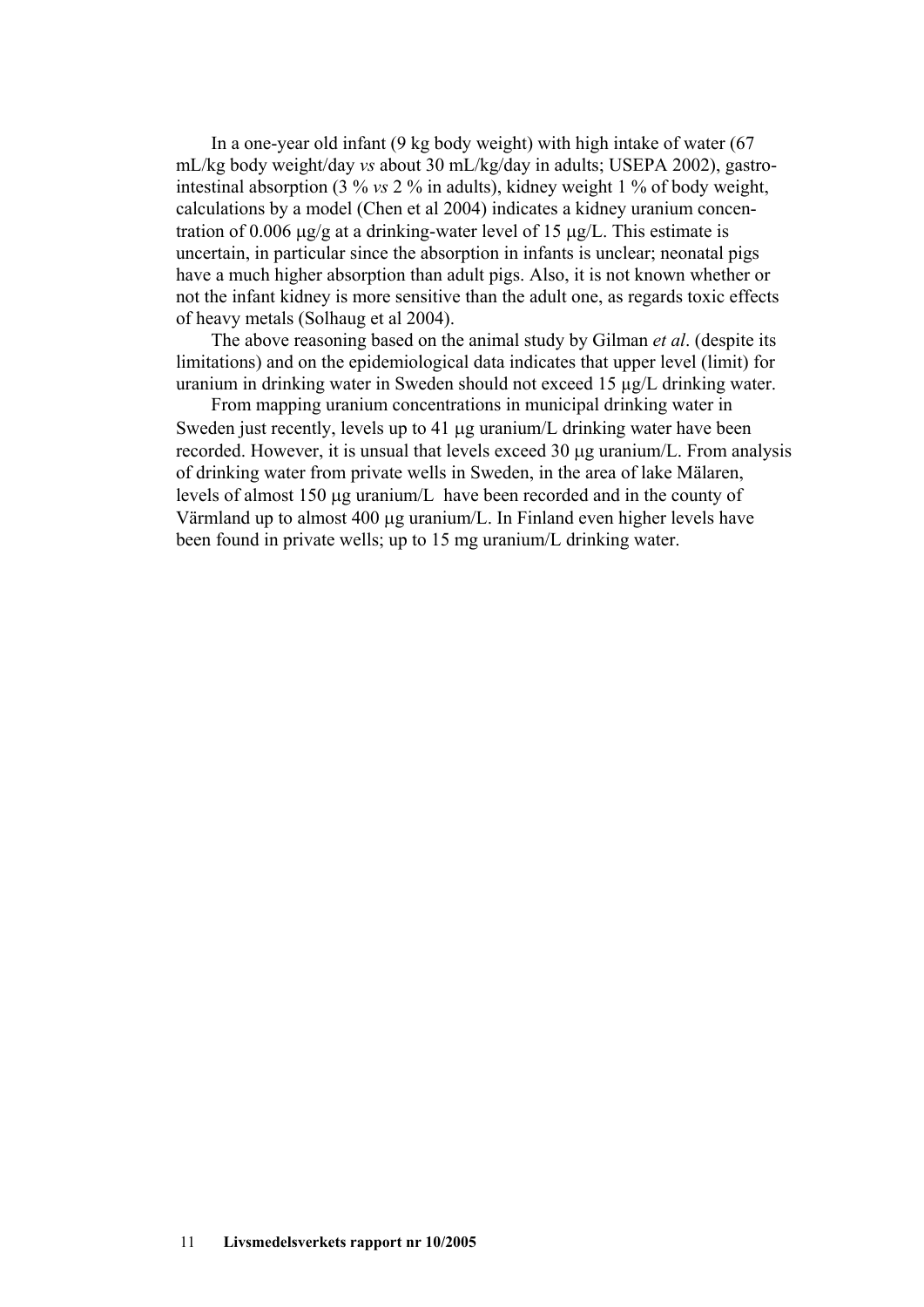In a one-year old infant (9 kg body weight) with high intake of water (67 mL/kg body weight/day *vs* about 30 mL/kg/day in adults; USEPA 2002), gastro-intestinal absorption (3 % *vs* 2 % in adults), kidney weight 1 % of body weight, calculations by a model (Chen et al 2004) indicates a kidney uranium concentration of 0.006 μg/g at a drinking-water level of 15 μg/L. This estimate is uncertain, in particular since the absorption in infants is unclear; neonatal pigs have a much higher absorption than adult pigs. Also, it is not known whether or not the infant kidney is more sensitive than the adult one, as regards toxic effects of heavy metals (Solhaug et al 2004).

The above reasoning based on the animal study by Gilman *et al*. (despite its limitations) and on the epidemiological data indicates that upper level (limit) for uranium in drinking water in Sweden should not exceed 15 μg/L drinking water.

From mapping uranium concentrations in municipal drinking water in Sweden just recently, levels up to 41 μg uranium/L drinking water have been recorded. However, it is unsual that levels exceed 30 μg uranium/L. From analysis of drinking water from private wells in Sweden, in the area of lake Mälaren, levels of almost 150 μg uranium/L have been recorded and in the county of Värmland up to almost 400 μg uranium/L. In Finland even higher levels have been found in private wells; up to 15 mg uranium/L drinking water.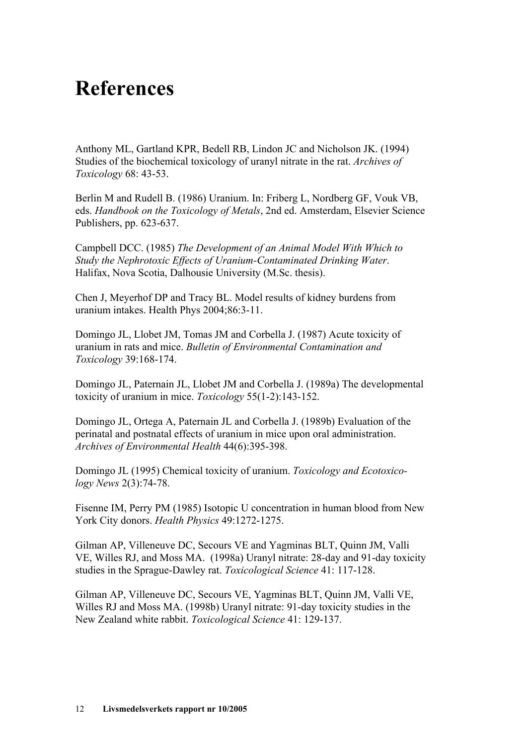# References

Anthony ML, Gartland KPR, Bedell RB, Lindon JC and Nicholson JK. (1994) Studies of the biochemical toxicology of uranyl nitrate in the rat. *Archives of Toxicology* 68: 43-53.

Berlin M and Rudell B. (1986) Uranium. In: Friberg L, Nordberg GF, Vouk VB, eds. *Handbook on the Toxicology of Metals*, 2nd ed. Amsterdam, Elsevier Science Publishers, pp. 623-637.

Campbell DCC. (1985) *The Development of an Animal Model With Which to Study the Nephrotoxic Effects of Uranium-Contaminated Drinking Water*. Halifax, Nova Scotia, Dalhousie University (M.Sc. thesis).

Chen J, Meyerhof DP and Tracy BL. Model results of kidney burdens from uranium intakes. Health Phys 2004;86:3-11.

Domingo JL, Llobet JM, Tomas JM and Corbella J. (1987) Acute toxicity of uranium in rats and mice. *Bulletin of Environmental Contamination and Toxicology* 39:168-174.

Domingo JL, Paternain JL, Llobet JM and Corbella J. (1989a) The developmental toxicity of uranium in mice. *Toxicology* 55(1-2):143-152.

Domingo JL, Ortega A, Paternain JL and Corbella J. (1989b) Evaluation of the perinatal and postnatal effects of uranium in mice upon oral administration. *Archives of Environmental Health* 44(6):395-398.

Domingo JL (1995) Chemical toxicity of uranium. *Toxicology and Ecotoxicology News* 2(3):74-78.

Fisenne IM, Perry PM (1985) Isotopic U concentration in human blood from New York City donors. *Health Physics* 49:1272-1275.

Gilman AP, Villeneuve DC, Secours VE and Yagminas BLT, Quinn JM, Valli VE, Willes RJ, and Moss MA. (1998a) Uranyl nitrate: 28-day and 91-day toxicity studies in the Sprague-Dawley rat. *Toxicological Science* 41: 117-128.

Gilman AP, Villeneuve DC, Secours VE, Yagminas BLT, Quinn JM, Valli VE, Willes RJ and Moss MA. (1998b) Uranyl nitrate: 91-day toxicity studies in the New Zealand white rabbit. *Toxicological Science* 41: 129-137.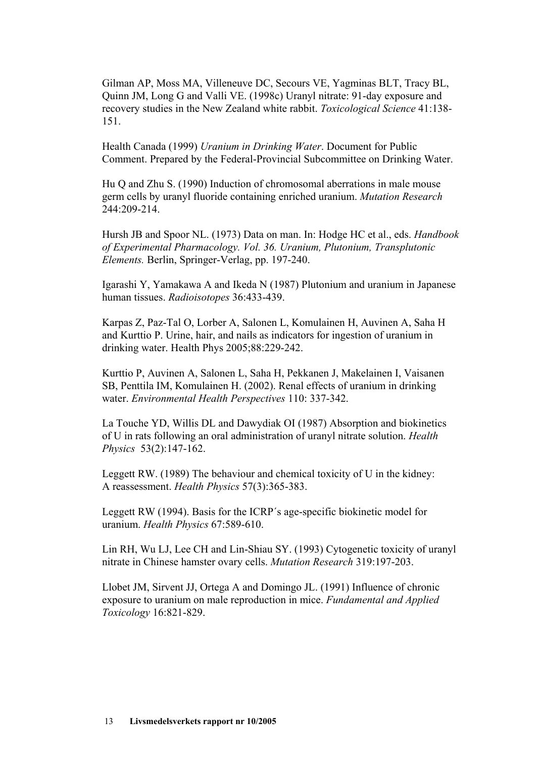Gilman AP, Moss MA, Villeneuve DC, Secours VE, Yagminas BLT, Tracy BL, Quinn JM, Long G and Valli VE. (1998c) Uranyl nitrate: 91-day exposure and recovery studies in the New Zealand white rabbit. *Toxicological Science* 41:138-151.

Health Canada (1999) *Uranium in Drinking Water*. Document for Public Comment. Prepared by the Federal-Provincial Subcommittee on Drinking Water.

Hu Q and Zhu S. (1990) Induction of chromosomal aberrations in male mouse germ cells by uranyl fluoride containing enriched uranium. *Mutation Research* 244:209-214.

Hursh JB and Spoor NL. (1973) Data on man. In: Hodge HC et al., eds. *Handbook of Experimental Pharmacology. Vol. 36. Uranium, Plutonium, Transplutonic Elements.* Berlin, Springer-Verlag, pp. 197-240.

Igarashi Y, Yamakawa A and Ikeda N (1987) Plutonium and uranium in Japanese human tissues. *Radioisotopes* 36:433-439.

Karpas Z, Paz-Tal O, Lorber A, Salonen L, Komulainen H, Auvinen A, Saha H and Kurttio P. Urine, hair, and nails as indicators for ingestion of uranium in drinking water. Health Phys 2005;88:229-242.

Kurttio P, Auvinen A, Salonen L, Saha H, Pekkanen J, Makelainen I, Vaisanen SB, Penttila IM, Komulainen H. (2002). Renal effects of uranium in drinking water. *Environmental Health Perspectives* 110: 337-342.

La Touche YD, Willis DL and Dawydiak OI (1987) Absorption and biokinetics of U in rats following an oral administration of uranyl nitrate solution. *Health Physics* 53(2):147-162.

Leggett RW. (1989) The behaviour and chemical toxicity of U in the kidney: A reassessment. *Health Physics* 57(3):365-383.

Leggett RW (1994). Basis for the ICRP´s age-specific biokinetic model for uranium. *Health Physics* 67:589-610.

Lin RH, Wu LJ, Lee CH and Lin-Shiau SY. (1993) Cytogenetic toxicity of uranyl nitrate in Chinese hamster ovary cells. *Mutation Research* 319:197-203.

Llobet JM, Sirvent JJ, Ortega A and Domingo JL. (1991) Influence of chronic exposure to uranium on male reproduction in mice. *Fundamental and Applied Toxicology* 16:821-829.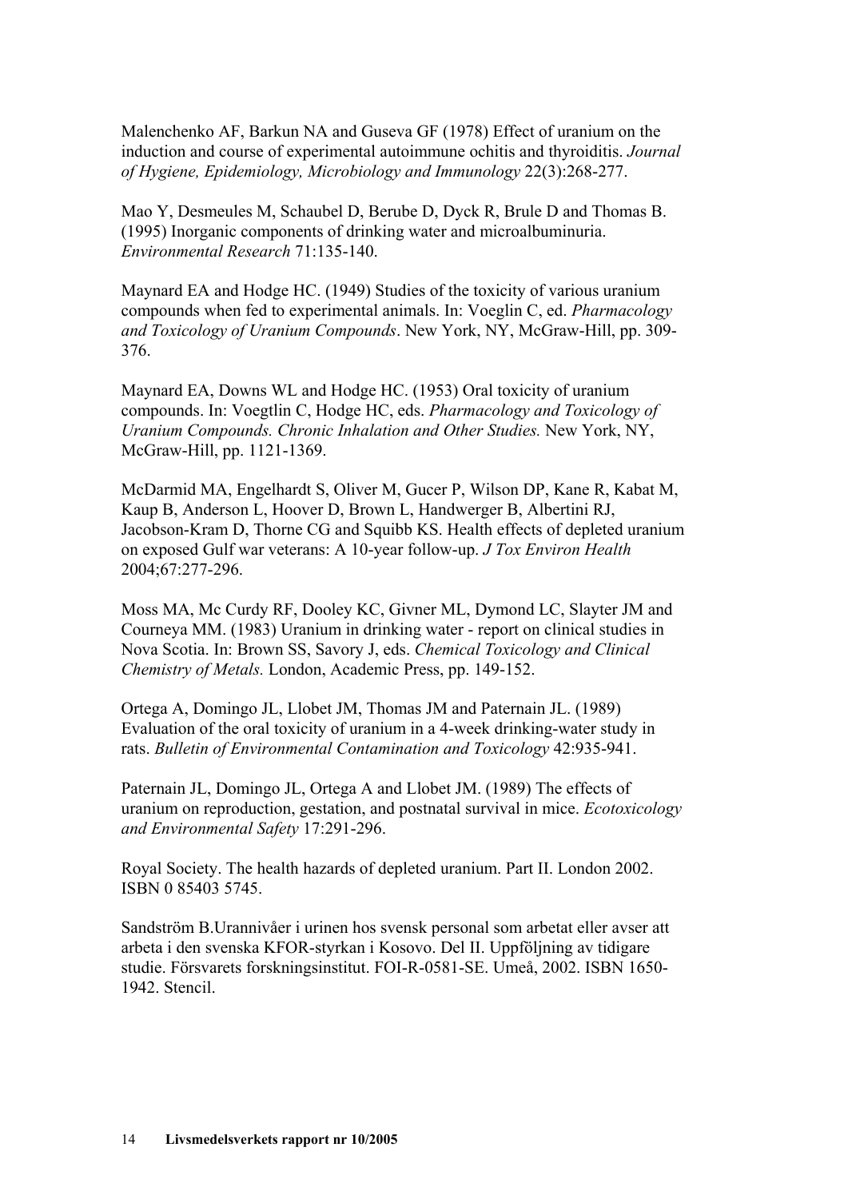Malenchenko AF, Barkun NA and Guseva GF (1978) Effect of uranium on the induction and course of experimental autoimmune ochitis and thyroiditis. *Journal of Hygiene, Epidemiology, Microbiology and Immunology* 22(3):268-277.

Mao Y, Desmeules M, Schaubel D, Berube D, Dyck R, Brule D and Thomas B. (1995) Inorganic components of drinking water and microalbuminuria. *Environmental Research* 71:135-140.

Maynard EA and Hodge HC. (1949) Studies of the toxicity of various uranium compounds when fed to experimental animals. In: Voeglin C, ed. *Pharmacology and Toxicology of Uranium Compounds*. New York, NY, McGraw-Hill, pp. 309-376.

Maynard EA, Downs WL and Hodge HC. (1953) Oral toxicity of uranium compounds. In: Voegtlin C, Hodge HC, eds. *Pharmacology and Toxicology of Uranium Compounds. Chronic Inhalation and Other Studies.* New York, NY, McGraw-Hill, pp. 1121-1369.

McDarmid MA, Engelhardt S, Oliver M, Gucer P, Wilson DP, Kane R, Kabat M, Kaup B, Anderson L, Hoover D, Brown L, Handwerger B, Albertini RJ, Jacobson-Kram D, Thorne CG and Squibb KS. Health effects of depleted uranium on exposed Gulf war veterans: A 10-year follow-up. *J Tox Environ Health* 2004;67:277-296.

Moss MA, Mc Curdy RF, Dooley KC, Givner ML, Dymond LC, Slayter JM and Courneya MM. (1983) Uranium in drinking water - report on clinical studies in Nova Scotia. In: Brown SS, Savory J, eds. *Chemical Toxicology and Clinical Chemistry of Metals.* London, Academic Press, pp. 149-152.

Ortega A, Domingo JL, Llobet JM, Thomas JM and Paternain JL. (1989) Evaluation of the oral toxicity of uranium in a 4-week drinking-water study in rats. *Bulletin of Environmental Contamination and Toxicology* 42:935-941.

Paternain JL, Domingo JL, Ortega A and Llobet JM. (1989) The effects of uranium on reproduction, gestation, and postnatal survival in mice. *Ecotoxicology and Environmental Safety* 17:291-296.

Royal Society. The health hazards of depleted uranium. Part II. London 2002. ISBN 0 85403 5745.

Sandström B.Urannivåer i urinen hos svensk personal som arbetat eller avser att arbeta i den svenska KFOR-styrkan i Kosovo. Del II. Uppföljning av tidigare studie. Försvarets forskningsinstitut. FOI-R-0581-SE. Umeå, 2002. ISBN 1650-1942. Stencil.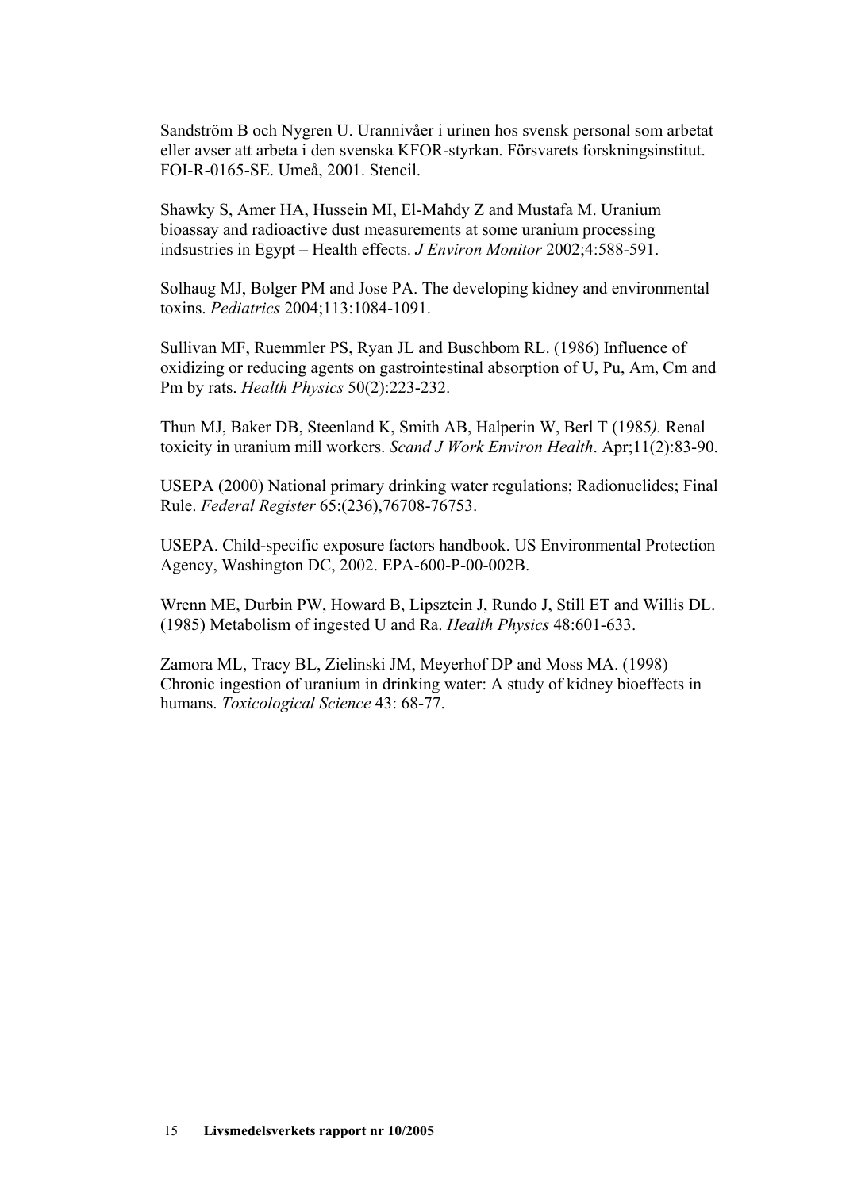Sandström B och Nygren U. Urannivåer i urinen hos svensk personal som arbetat eller avser att arbeta i den svenska KFOR-styrkan. Försvarets forskningsinstitut. FOI-R-0165-SE. Umeå, 2001. Stencil.

Shawky S, Amer HA, Hussein MI, El-Mahdy Z and Mustafa M. Uranium bioassay and radioactive dust measurements at some uranium processing indsustries in Egypt – Health effects. *J Environ Monitor* 2002;4:588-591.

Solhaug MJ, Bolger PM and Jose PA. The developing kidney and environmental toxins. *Pediatrics* 2004;113:1084-1091.

Sullivan MF, Ruemmler PS, Ryan JL and Buschbom RL. (1986) Influence of oxidizing or reducing agents on gastrointestinal absorption of U, Pu, Am, Cm and Pm by rats. *Health Physics* 50(2):223-232.

Thun MJ, Baker DB, Steenland K, Smith AB, Halperin W, Berl T (1985*).* Renal toxicity in uranium mill workers. *Scand J Work Environ Health*. Apr;11(2):83-90.

USEPA (2000) National primary drinking water regulations; Radionuclides; Final Rule. *Federal Register* 65:(236),76708-76753.

USEPA. Child-specific exposure factors handbook. US Environmental Protection Agency, Washington DC, 2002. EPA-600-P-00-002B.

Wrenn ME, Durbin PW, Howard B, Lipsztein J, Rundo J, Still ET and Willis DL. (1985) Metabolism of ingested U and Ra. *Health Physics* 48:601-633.

Zamora ML, Tracy BL, Zielinski JM, Meyerhof DP and Moss MA. (1998) Chronic ingestion of uranium in drinking water: A study of kidney bioeffects in humans. *Toxicological Science* 43: 68-77.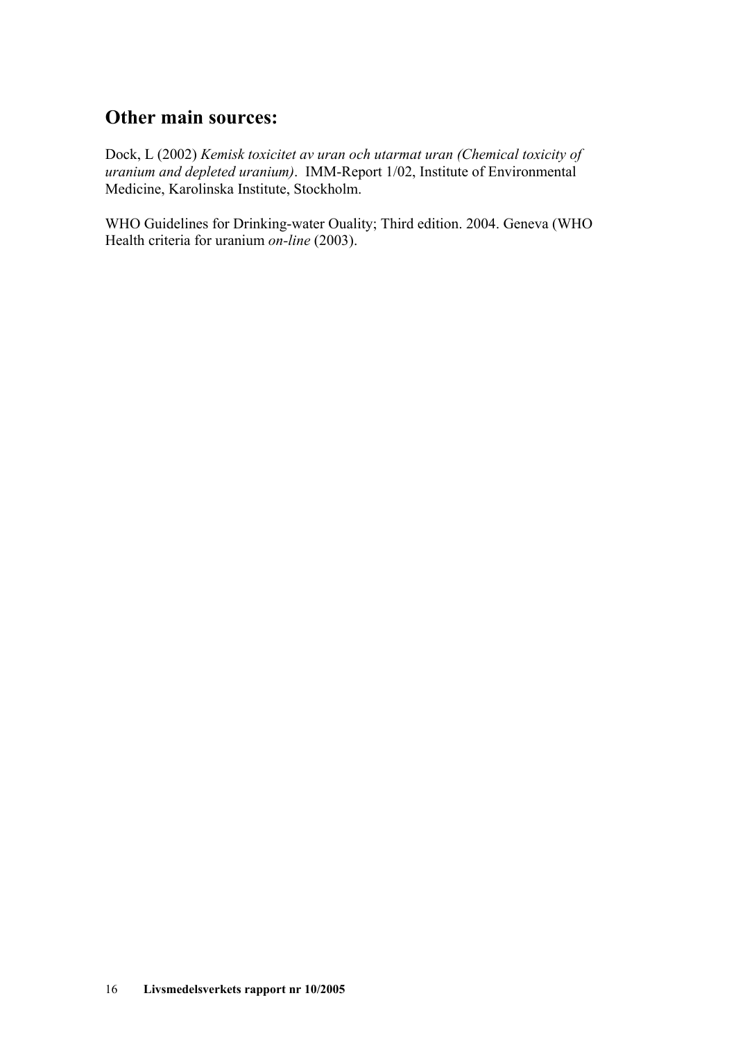## Other main sources:

Dock, L (2002) *Kemisk toxicitet av uran och utarmat uran (Chemical toxicity of uranium and depleted uranium)*. IMM-Report 1/02, Institute of Environmental Medicine, Karolinska Institute, Stockholm.

WHO Guidelines for Drinking-water Ouality; Third edition. 2004. Geneva (WHO Health criteria for uranium *on-line* (2003).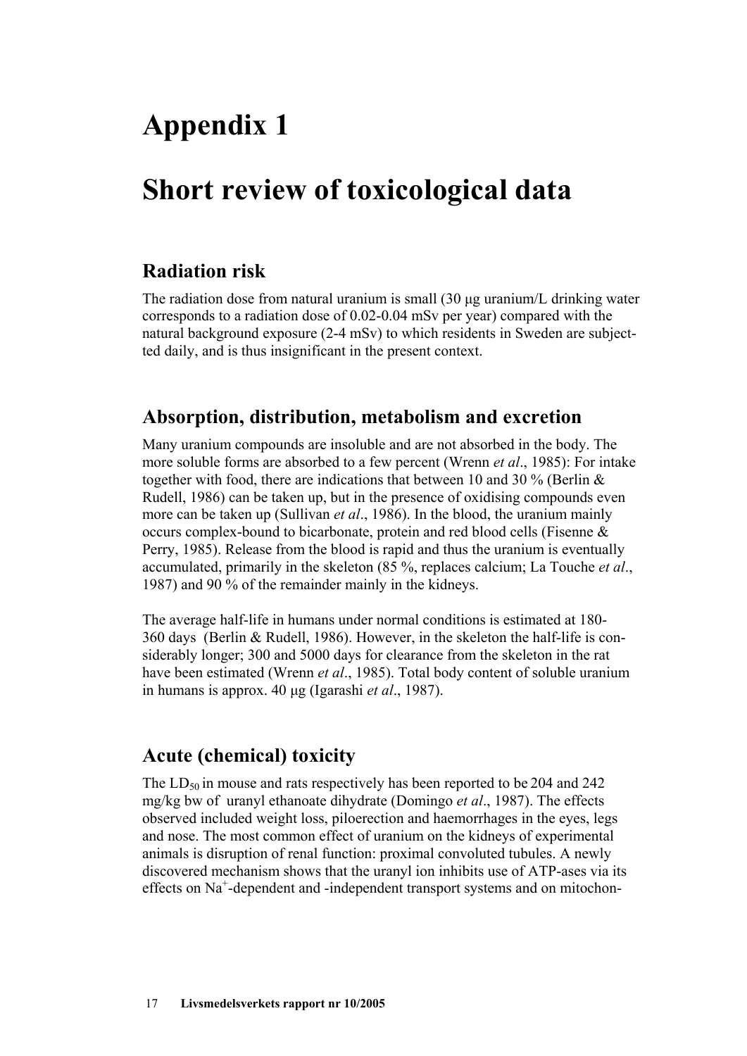# Appendix 1

# Short review of toxicological data

## Radiation risk

The radiation dose from natural uranium is small (30 µg uranium/L drinking water corresponds to a radiation dose of 0.02-0.04 mSv per year) compared with the natural background exposure (2-4 mSv) to which residents in Sweden are subjectted daily, and is thus insignificant in the present context.

## Absorption, distribution, metabolism and excretion

Many uranium compounds are insoluble and are not absorbed in the body. The more soluble forms are absorbed to a few percent (Wrenn *et al*., 1985): For intake together with food, there are indications that between 10 and 30 % (Berlin & Rudell, 1986) can be taken up, but in the presence of oxidising compounds even more can be taken up (Sullivan *et al*., 1986). In the blood, the uranium mainly occurs complex-bound to bicarbonate, protein and red blood cells (Fisenne & Perry, 1985). Release from the blood is rapid and thus the uranium is eventually accumulated, primarily in the skeleton (85 %, replaces calcium; La Touche *et al*., 1987) and 90 % of the remainder mainly in the kidneys.

The average half-life in humans under normal conditions is estimated at 180-360 days (Berlin & Rudell, 1986). However, in the skeleton the half-life is considerably longer; 300 and 5000 days for clearance from the skeleton in the rat have been estimated (Wrenn *et al*., 1985). Total body content of soluble uranium in humans is approx. 40 µg (Igarashi *et al*., 1987).

## Acute (chemical) toxicity

The $LD_{50}$ in mouse and rats respectively has been reported to be 204 and 242 mg/kg bw of uranyl ethanoate dihydrate (Domingo *et al*., 1987). The effects observed included weight loss, piloerection and haemorrhages in the eyes, legs and nose. The most common effect of uranium on the kidneys of experimental animals is disruption of renal function: proximal convoluted tubules. A newly discovered mechanism shows that the uranyl ion inhibits use of ATP-ases via its effects on $Na^+$-dependent and -independent transport systems and on mitochon-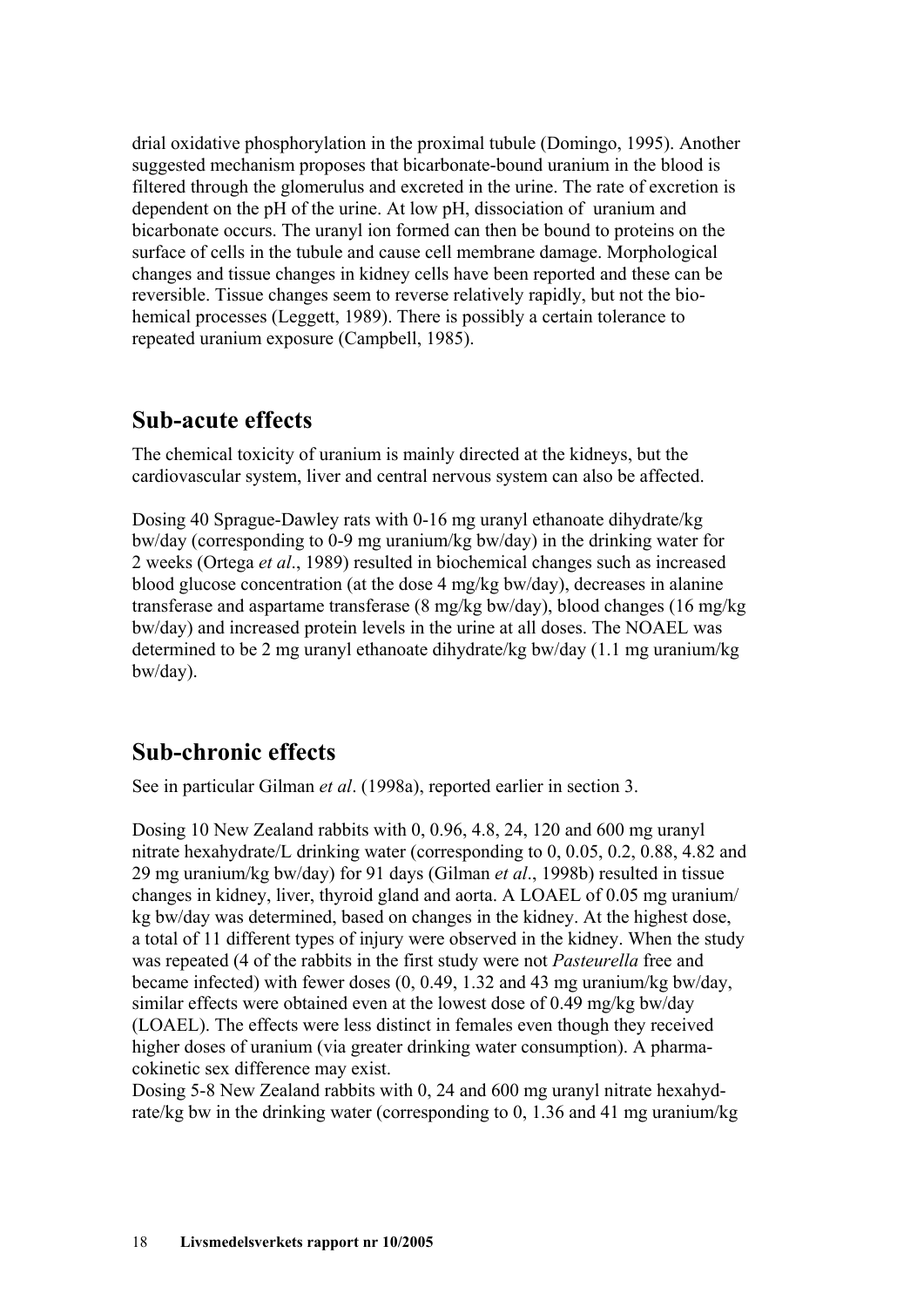drial oxidative phosphorylation in the proximal tubule (Domingo, 1995). Another suggested mechanism proposes that bicarbonate-bound uranium in the blood is filtered through the glomerulus and excreted in the urine. The rate of excretion is dependent on the pH of the urine. At low pH, dissociation of uranium and bicarbonate occurs. The uranyl ion formed can then be bound to proteins on the surface of cells in the tubule and cause cell membrane damage. Morphological changes and tissue changes in kidney cells have been reported and these can be reversible. Tissue changes seem to reverse relatively rapidly, but not the bio-hemical processes (Leggett, 1989). There is possibly a certain tolerance to repeated uranium exposure (Campbell, 1985).

## Sub-acute effects

The chemical toxicity of uranium is mainly directed at the kidneys, but the cardiovascular system, liver and central nervous system can also be affected.

Dosing 40 Sprague-Dawley rats with 0-16 mg uranyl ethanoate dihydrate/kg bw/day (corresponding to 0-9 mg uranium/kg bw/day) in the drinking water for 2 weeks (Ortega *et al*., 1989) resulted in biochemical changes such as increased blood glucose concentration (at the dose 4 mg/kg bw/day), decreases in alanine transferase and aspartame transferase (8 mg/kg bw/day), blood changes (16 mg/kg bw/day) and increased protein levels in the urine at all doses. The NOAEL was determined to be 2 mg uranyl ethanoate dihydrate/kg bw/day (1.1 mg uranium/kg bw/day).

## Sub-chronic effects

See in particular Gilman *et al*. (1998a), reported earlier in section 3.

Dosing 10 New Zealand rabbits with 0, 0.96, 4.8, 24, 120 and 600 mg uranyl nitrate hexahydrate/L drinking water (corresponding to 0, 0.05, 0.2, 0.88, 4.82 and 29 mg uranium/kg bw/day) for 91 days (Gilman *et al*., 1998b) resulted in tissue changes in kidney, liver, thyroid gland and aorta. A LOAEL of 0.05 mg uranium/ kg bw/day was determined, based on changes in the kidney. At the highest dose, a total of 11 different types of injury were observed in the kidney. When the study was repeated (4 of the rabbits in the first study were not *Pasteurella* free and became infected) with fewer doses (0, 0.49, 1.32 and 43 mg uranium/kg bw/day, similar effects were obtained even at the lowest dose of 0.49 mg/kg bw/day (LOAEL). The effects were less distinct in females even though they received higher doses of uranium (via greater drinking water consumption). A pharma-cokinetic sex difference may exist.
Dosing 5-8 New Zealand rabbits with 0, 24 and 600 mg uranyl nitrate hexahyd-rate/kg bw in the drinking water (corresponding to 0, 1.36 and 41 mg uranium/kg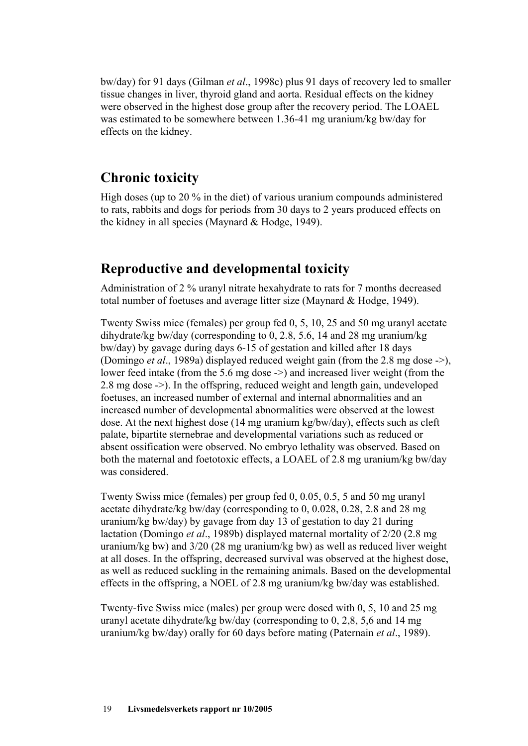bw/day) for 91 days (Gilman *et al*., 1998c) plus 91 days of recovery led to smaller tissue changes in liver, thyroid gland and aorta. Residual effects on the kidney were observed in the highest dose group after the recovery period. The LOAEL was estimated to be somewhere between 1.36-41 mg uranium/kg bw/day for effects on the kidney.

## Chronic toxicity

High doses (up to 20 % in the diet) of various uranium compounds administered to rats, rabbits and dogs for periods from 30 days to 2 years produced effects on the kidney in all species (Maynard & Hodge, 1949).

## Reproductive and developmental toxicity

Administration of 2 % uranyl nitrate hexahydrate to rats for 7 months decreased total number of foetuses and average litter size (Maynard & Hodge, 1949).

Twenty Swiss mice (females) per group fed 0, 5, 10, 25 and 50 mg uranyl acetate dihydrate/kg bw/day (corresponding to 0, 2.8, 5.6, 14 and 28 mg uranium/kg bw/day) by gavage during days 6-15 of gestation and killed after 18 days (Domingo *et al*., 1989a) displayed reduced weight gain (from the 2.8 mg dose ->), lower feed intake (from the 5.6 mg dose ->) and increased liver weight (from the 2.8 mg dose ->). In the offspring, reduced weight and length gain, undeveloped foetuses, an increased number of external and internal abnormalities and an increased number of developmental abnormalities were observed at the lowest dose. At the next highest dose (14 mg uranium kg/bw/day), effects such as cleft palate, bipartite sternebrae and developmental variations such as reduced or absent ossification were observed. No embryo lethality was observed. Based on both the maternal and foetotoxic effects, a LOAEL of 2.8 mg uranium/kg bw/day was considered.

Twenty Swiss mice (females) per group fed 0, 0.05, 0.5, 5 and 50 mg uranyl acetate dihydrate/kg bw/day (corresponding to 0, 0.028, 0.28, 2.8 and 28 mg uranium/kg bw/day) by gavage from day 13 of gestation to day 21 during lactation (Domingo *et al*., 1989b) displayed maternal mortality of 2/20 (2.8 mg uranium/kg bw) and 3/20 (28 mg uranium/kg bw) as well as reduced liver weight at all doses. In the offspring, decreased survival was observed at the highest dose, as well as reduced suckling in the remaining animals. Based on the developmental effects in the offspring, a NOEL of 2.8 mg uranium/kg bw/day was established.

Twenty-five Swiss mice (males) per group were dosed with 0, 5, 10 and 25 mg uranyl acetate dihydrate/kg bw/day (corresponding to 0, 2,8, 5,6 and 14 mg uranium/kg bw/day) orally for 60 days before mating (Paternain *et al*., 1989).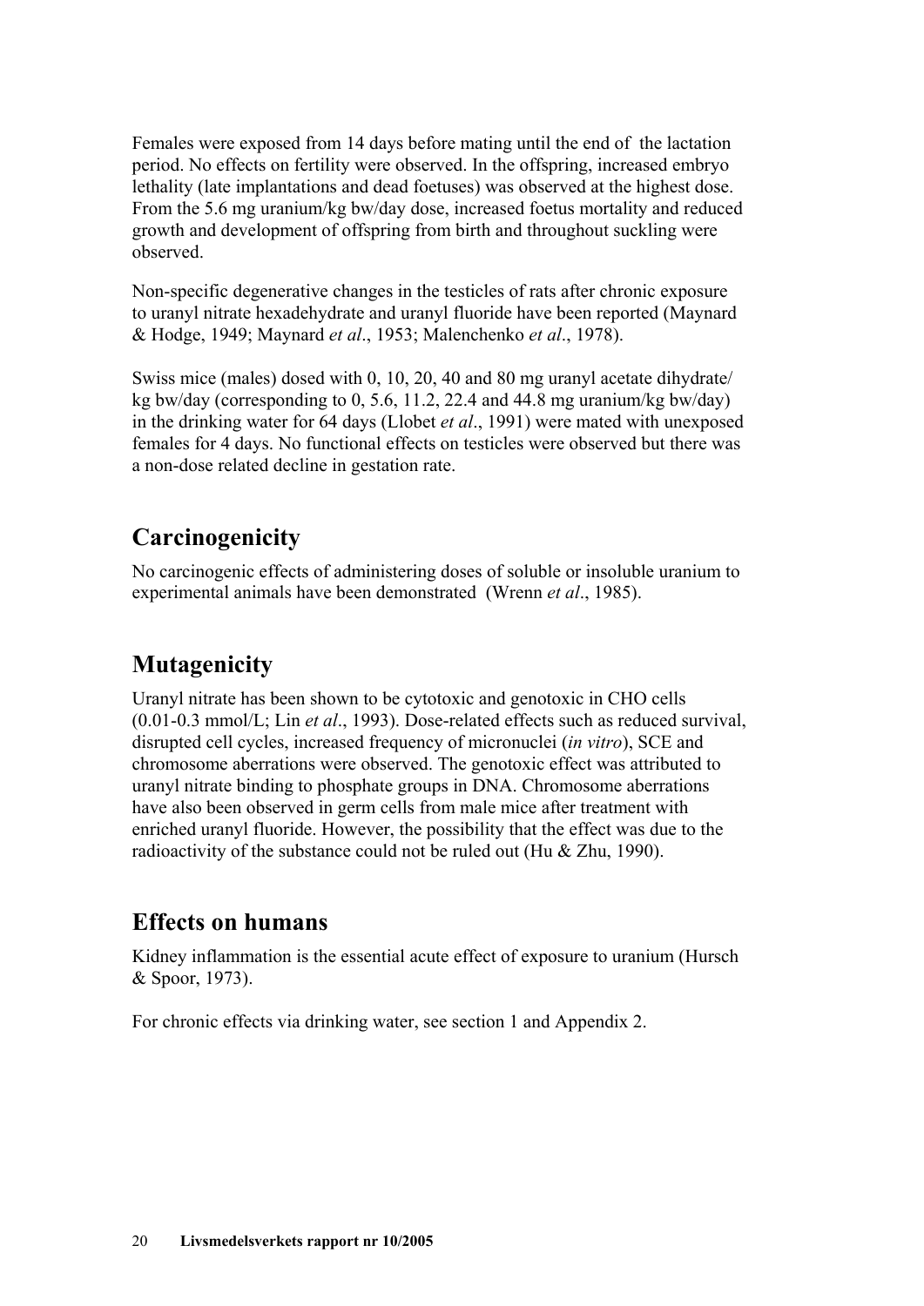Females were exposed from 14 days before mating until the end of the lactation period. No effects on fertility were observed. In the offspring, increased embryo lethality (late implantations and dead foetuses) was observed at the highest dose. From the 5.6 mg uranium/kg bw/day dose, increased foetus mortality and reduced growth and development of offspring from birth and throughout suckling were observed.

Non-specific degenerative changes in the testicles of rats after chronic exposure to uranyl nitrate hexadehydrate and uranyl fluoride have been reported (Maynard & Hodge, 1949; Maynard *et al*., 1953; Malenchenko *et al*., 1978).

Swiss mice (males) dosed with 0, 10, 20, 40 and 80 mg uranyl acetate dihydrate/ kg bw/day (corresponding to 0, 5.6, 11.2, 22.4 and 44.8 mg uranium/kg bw/day) in the drinking water for 64 days (Llobet *et al*., 1991) were mated with unexposed females for 4 days. No functional effects on testicles were observed but there was a non-dose related decline in gestation rate.

## Carcinogenicity

No carcinogenic effects of administering doses of soluble or insoluble uranium to experimental animals have been demonstrated (Wrenn *et al*., 1985).

## Mutagenicity

Uranyl nitrate has been shown to be cytotoxic and genotoxic in CHO cells (0.01-0.3 mmol/L; Lin *et al*., 1993). Dose-related effects such as reduced survival, disrupted cell cycles, increased frequency of micronuclei (*in vitro*), SCE and chromosome aberrations were observed. The genotoxic effect was attributed to uranyl nitrate binding to phosphate groups in DNA. Chromosome aberrations have also been observed in germ cells from male mice after treatment with enriched uranyl fluoride. However, the possibility that the effect was due to the radioactivity of the substance could not be ruled out (Hu & Zhu, 1990).

## Effects on humans

Kidney inflammation is the essential acute effect of exposure to uranium (Hursch & Spoor, 1973).

For chronic effects via drinking water, see section 1 and Appendix 2.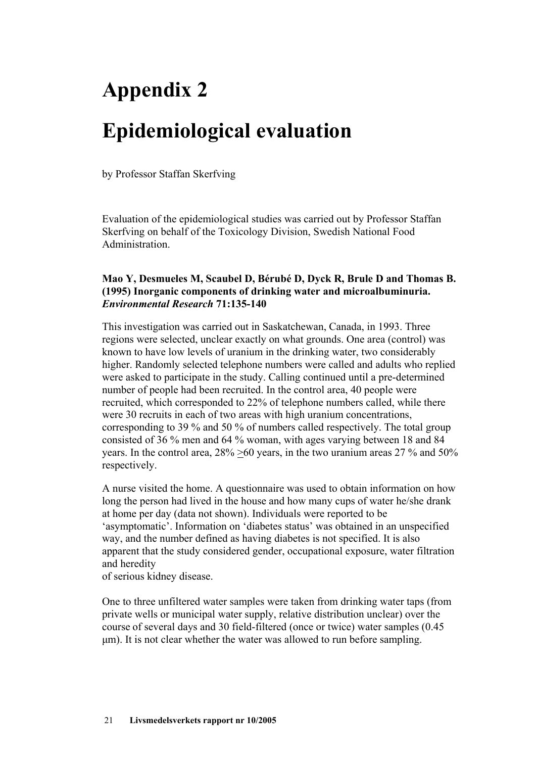# Appendix 2

# Epidemiological evaluation

by Professor Staffan Skerfving

Evaluation of the epidemiological studies was carried out by Professor Staffan Skerfving on behalf of the Toxicology Division, Swedish National Food Administration.

**Mao Y, Desmueles M, Scaubel D, Bérubé D, Dyck R, Brule D and Thomas B. (1995) Inorganic components of drinking water and microalbuminuria. *Environmental Research* 71:135-140**

This investigation was carried out in Saskatchewan, Canada, in 1993. Three regions were selected, unclear exactly on what grounds. One area (control) was known to have low levels of uranium in the drinking water, two considerably higher. Randomly selected telephone numbers were called and adults who replied were asked to participate in the study. Calling continued until a pre-determined number of people had been recruited. In the control area, 40 people were recruited, which corresponded to 22% of telephone numbers called, while there were 30 recruits in each of two areas with high uranium concentrations, corresponding to 39 % and 50 % of numbers called respectively. The total group consisted of 36 % men and 64 % woman, with ages varying between 18 and 84 years. In the control area, 28% ≥60 years, in the two uranium areas 27 % and 50% respectively.

A nurse visited the home. A questionnaire was used to obtain information on how long the person had lived in the house and how many cups of water he/she drank at home per day (data not shown). Individuals were reported to be 'asymptomatic'. Information on 'diabetes status' was obtained in an unspecified way, and the number defined as having diabetes is not specified. It is also apparent that the study considered gender, occupational exposure, water filtration and heredity of serious kidney disease.

One to three unfiltered water samples were taken from drinking water taps (from private wells or municipal water supply, relative distribution unclear) over the course of several days and 30 field-filtered (once or twice) water samples (0.45 μm). It is not clear whether the water was allowed to run before sampling.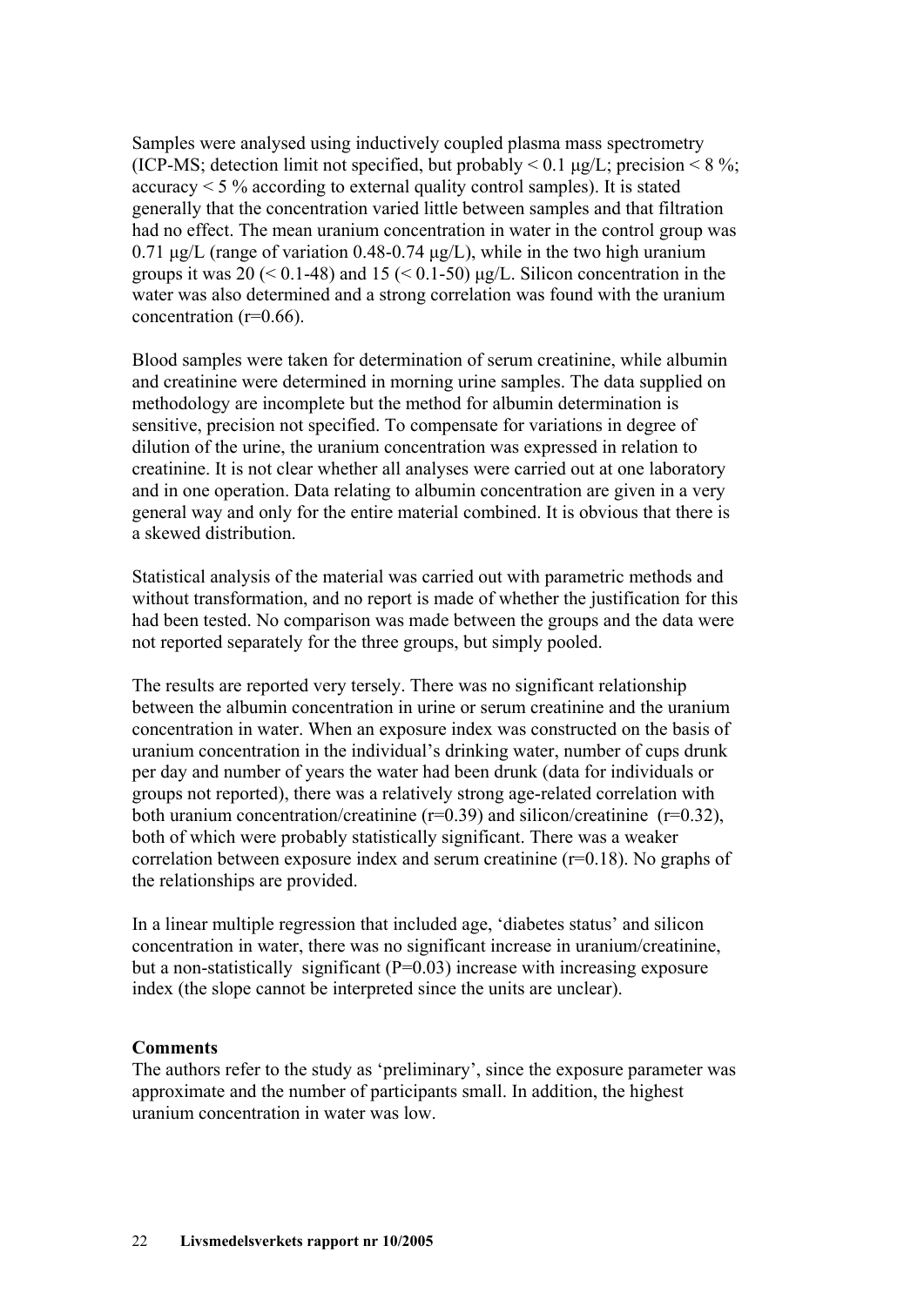Samples were analysed using inductively coupled plasma mass spectrometry (ICP-MS; detection limit not specified, but probably < 0.1 µg/L; precision < 8 %; accuracy < 5 % according to external quality control samples). It is stated generally that the concentration varied little between samples and that filtration had no effect. The mean uranium concentration in water in the control group was 0.71 µg/L (range of variation 0.48-0.74 µg/L), while in the two high uranium groups it was 20 (< 0.1-48) and 15 (< 0.1-50) µg/L. Silicon concentration in the water was also determined and a strong correlation was found with the uranium concentration (r=0.66).

Blood samples were taken for determination of serum creatinine, while albumin and creatinine were determined in morning urine samples. The data supplied on methodology are incomplete but the method for albumin determination is sensitive, precision not specified. To compensate for variations in degree of dilution of the urine, the uranium concentration was expressed in relation to creatinine. It is not clear whether all analyses were carried out at one laboratory and in one operation. Data relating to albumin concentration are given in a very general way and only for the entire material combined. It is obvious that there is a skewed distribution.

Statistical analysis of the material was carried out with parametric methods and without transformation, and no report is made of whether the justification for this had been tested. No comparison was made between the groups and the data were not reported separately for the three groups, but simply pooled.

The results are reported very tersely. There was no significant relationship between the albumin concentration in urine or serum creatinine and the uranium concentration in water. When an exposure index was constructed on the basis of uranium concentration in the individual's drinking water, number of cups drunk per day and number of years the water had been drunk (data for individuals or groups not reported), there was a relatively strong age-related correlation with both uranium concentration/creatinine (r=0.39) and silicon/creatinine (r=0.32), both of which were probably statistically significant. There was a weaker correlation between exposure index and serum creatinine (r=0.18). No graphs of the relationships are provided.

In a linear multiple regression that included age, 'diabetes status' and silicon concentration in water, there was no significant increase in uranium/creatinine, but a non-statistically significant (P=0.03) increase with increasing exposure index (the slope cannot be interpreted since the units are unclear).

**Comments**

The authors refer to the study as 'preliminary', since the exposure parameter was approximate and the number of participants small. In addition, the highest uranium concentration in water was low.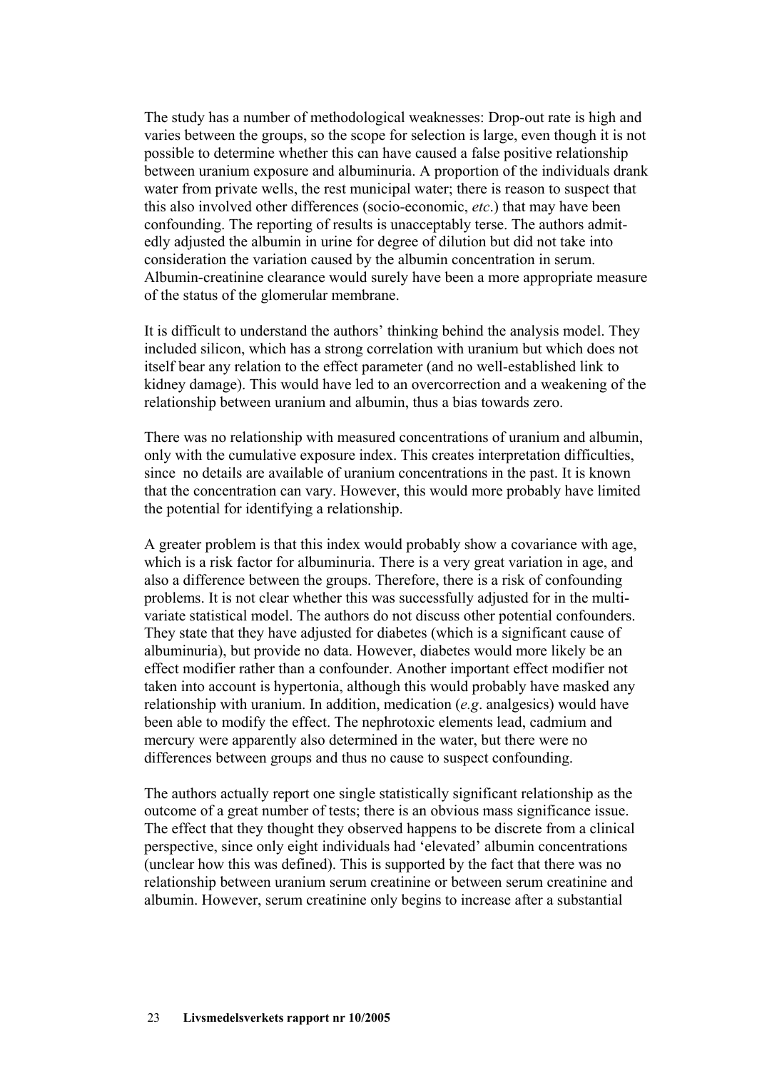The study has a number of methodological weaknesses: Drop-out rate is high and varies between the groups, so the scope for selection is large, even though it is not possible to determine whether this can have caused a false positive relationship between uranium exposure and albuminuria. A proportion of the individuals drank water from private wells, the rest municipal water; there is reason to suspect that this also involved other differences (socio-economic, *etc*.) that may have been confounding. The reporting of results is unacceptably terse. The authors admittedly adjusted the albumin in urine for degree of dilution but did not take into consideration the variation caused by the albumin concentration in serum. Albumin-creatinine clearance would surely have been a more appropriate measure of the status of the glomerular membrane.

It is difficult to understand the authors' thinking behind the analysis model. They included silicon, which has a strong correlation with uranium but which does not itself bear any relation to the effect parameter (and no well-established link to kidney damage). This would have led to an overcorrection and a weakening of the relationship between uranium and albumin, thus a bias towards zero.

There was no relationship with measured concentrations of uranium and albumin, only with the cumulative exposure index. This creates interpretation difficulties, since no details are available of uranium concentrations in the past. It is known that the concentration can vary. However, this would more probably have limited the potential for identifying a relationship.

A greater problem is that this index would probably show a covariance with age, which is a risk factor for albuminuria. There is a very great variation in age, and also a difference between the groups. Therefore, there is a risk of confounding problems. It is not clear whether this was successfully adjusted for in the multivariate statistical model. The authors do not discuss other potential confounders. They state that they have adjusted for diabetes (which is a significant cause of albuminuria), but provide no data. However, diabetes would more likely be an effect modifier rather than a confounder. Another important effect modifier not taken into account is hypertonia, although this would probably have masked any relationship with uranium. In addition, medication (*e.g*. analgesics) would have been able to modify the effect. The nephrotoxic elements lead, cadmium and mercury were apparently also determined in the water, but there were no differences between groups and thus no cause to suspect confounding.

The authors actually report one single statistically significant relationship as the outcome of a great number of tests; there is an obvious mass significance issue. The effect that they thought they observed happens to be discrete from a clinical perspective, since only eight individuals had 'elevated' albumin concentrations (unclear how this was defined). This is supported by the fact that there was no relationship between uranium serum creatinine or between serum creatinine and albumin. However, serum creatinine only begins to increase after a substantial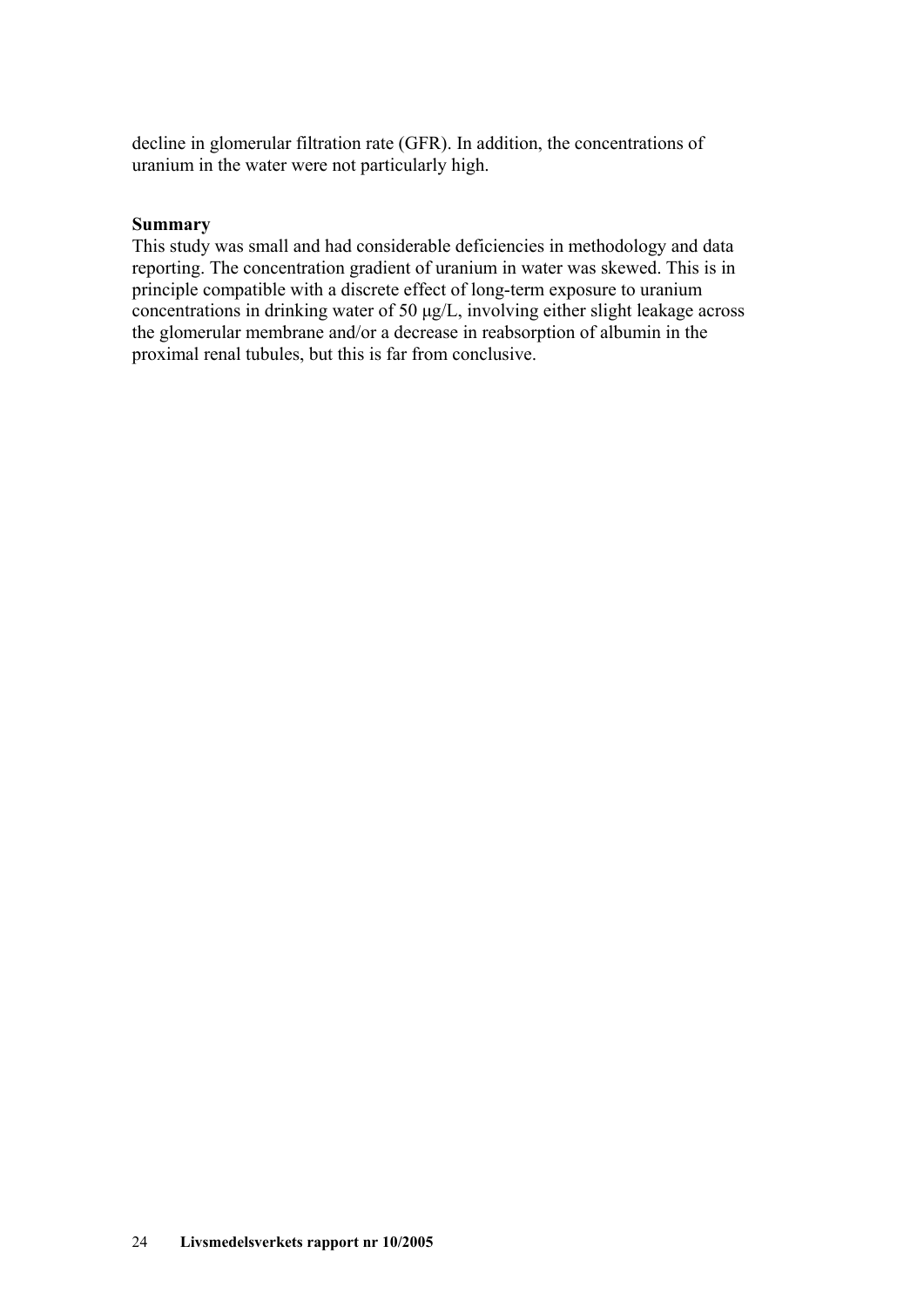decline in glomerular filtration rate (GFR). In addition, the concentrations of uranium in the water were not particularly high.

**Summary**

This study was small and had considerable deficiencies in methodology and data reporting. The concentration gradient of uranium in water was skewed. This is in principle compatible with a discrete effect of long-term exposure to uranium concentrations in drinking water of 50 µg/L, involving either slight leakage across the glomerular membrane and/or a decrease in reabsorption of albumin in the proximal renal tubules, but this is far from conclusive.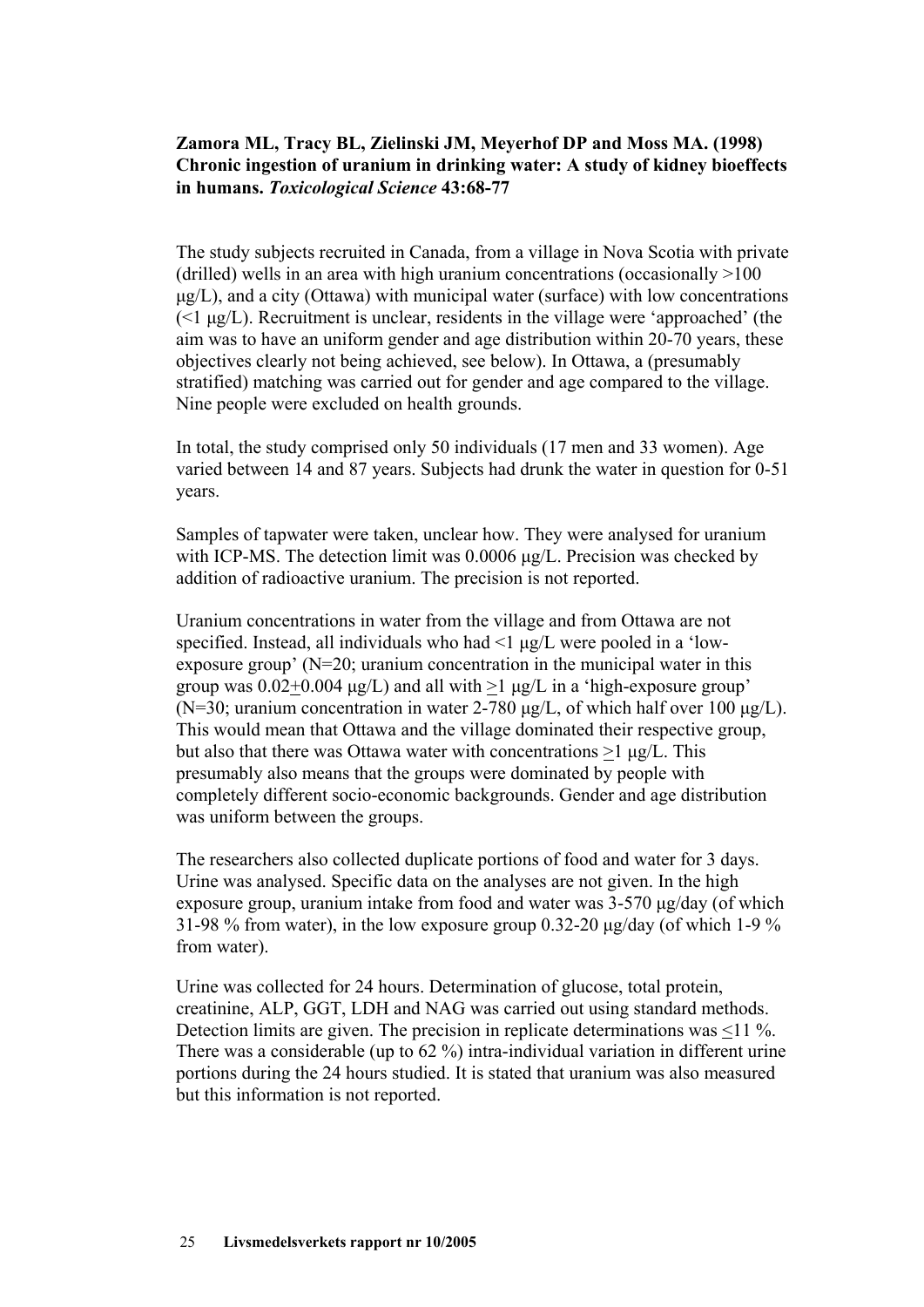**Zamora ML, Tracy BL, Zielinski JM, Meyerhof DP and Moss MA. (1998) Chronic ingestion of uranium in drinking water: A study of kidney bioeffects in humans.** ***Toxicological Science*** **43:68-77**

The study subjects recruited in Canada, from a village in Nova Scotia with private (drilled) wells in an area with high uranium concentrations (occasionally >100 µg/L), and a city (Ottawa) with municipal water (surface) with low concentrations (<1 µg/L). Recruitment is unclear, residents in the village were 'approached' (the aim was to have an uniform gender and age distribution within 20-70 years, these objectives clearly not being achieved, see below). In Ottawa, a (presumably stratified) matching was carried out for gender and age compared to the village. Nine people were excluded on health grounds.

In total, the study comprised only 50 individuals (17 men and 33 women). Age varied between 14 and 87 years. Subjects had drunk the water in question for 0-51 years.

Samples of tapwater were taken, unclear how. They were analysed for uranium with ICP-MS. The detection limit was 0.0006 µg/L. Precision was checked by addition of radioactive uranium. The precision is not reported.

Uranium concentrations in water from the village and from Ottawa are not specified. Instead, all individuals who had <1 µg/L were pooled in a 'low-exposure group' (N=20; uranium concentration in the municipal water in this group was 0.02±0.004 µg/L) and all with ≥1 µg/L in a 'high-exposure group' (N=30; uranium concentration in water 2-780 µg/L, of which half over 100 µg/L). This would mean that Ottawa and the village dominated their respective group, but also that there was Ottawa water with concentrations ≥1 µg/L. This presumably also means that the groups were dominated by people with completely different socio-economic backgrounds. Gender and age distribution was uniform between the groups.

The researchers also collected duplicate portions of food and water for 3 days. Urine was analysed. Specific data on the analyses are not given. In the high exposure group, uranium intake from food and water was 3-570 µg/day (of which 31-98 % from water), in the low exposure group 0.32-20 µg/day (of which 1-9 % from water).

Urine was collected for 24 hours. Determination of glucose, total protein, creatinine, ALP, GGT, LDH and NAG was carried out using standard methods. Detection limits are given. The precision in replicate determinations was ≤11 %. There was a considerable (up to 62 %) intra-individual variation in different urine portions during the 24 hours studied. It is stated that uranium was also measured but this information is not reported.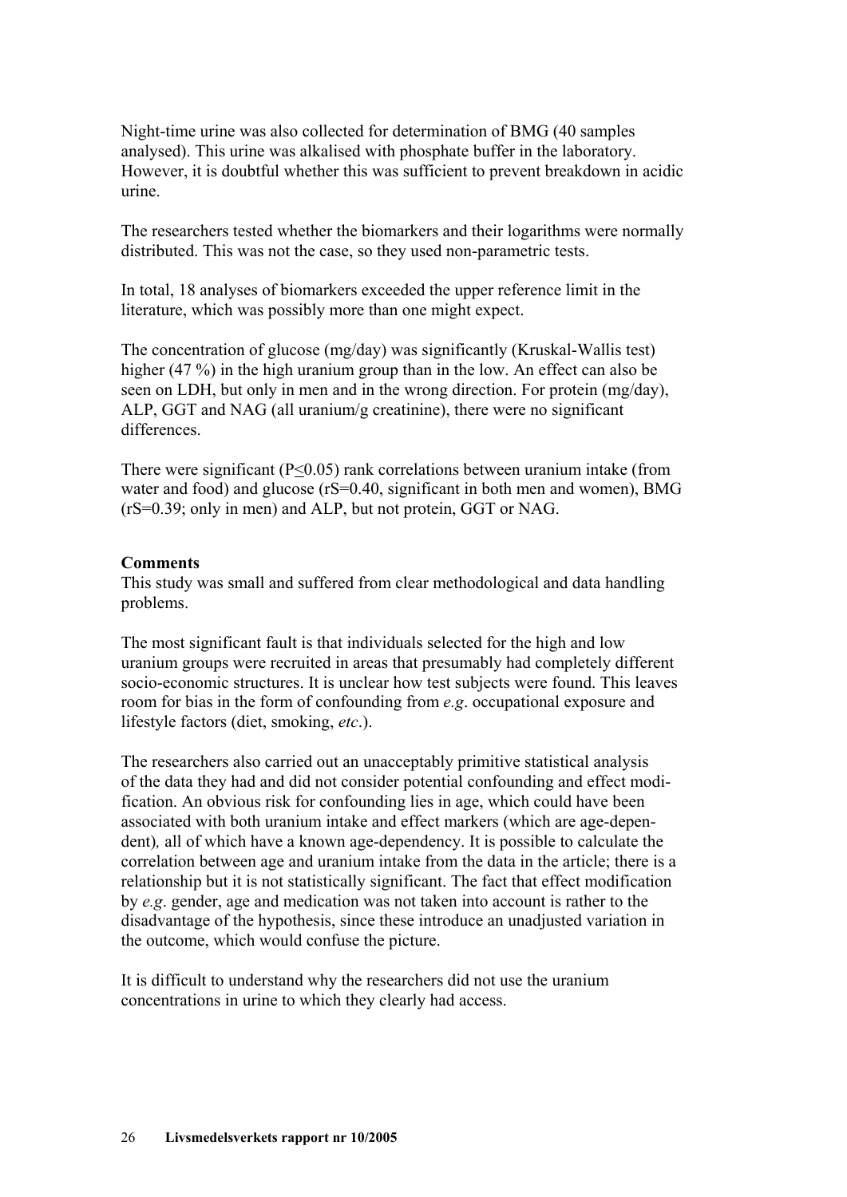Night-time urine was also collected for determination of BMG (40 samples analysed). This urine was alkalised with phosphate buffer in the laboratory. However, it is doubtful whether this was sufficient to prevent breakdown in acidic urine.

The researchers tested whether the biomarkers and their logarithms were normally distributed. This was not the case, so they used non-parametric tests.

In total, 18 analyses of biomarkers exceeded the upper reference limit in the literature, which was possibly more than one might expect.

The concentration of glucose (mg/day) was significantly (Kruskal-Wallis test) higher (47 %) in the high uranium group than in the low. An effect can also be seen on LDH, but only in men and in the wrong direction. For protein (mg/day), ALP, GGT and NAG (all uranium/g creatinine), there were no significant differences.

There were significant ($P \leq 0.05$) rank correlations between uranium intake (from water and food) and glucose ($r_S = 0.40$, significant in both men and women), BMG ($r_S = 0.39$; only in men) and ALP, but not protein, GGT or NAG.

**Comments**

This study was small and suffered from clear methodological and data handling problems.

The most significant fault is that individuals selected for the high and low uranium groups were recruited in areas that presumably had completely different socio-economic structures. It is unclear how test subjects were found. This leaves room for bias in the form of confounding from *e.g*. occupational exposure and lifestyle factors (diet, smoking, *etc*.).

The researchers also carried out an unacceptably primitive statistical analysis of the data they had and did not consider potential confounding and effect modification. An obvious risk for confounding lies in age, which could have been associated with both uranium intake and effect markers (which are age-dependent), all of which have a known age-dependency. It is possible to calculate the correlation between age and uranium intake from the data in the article; there is a relationship but it is not statistically significant. The fact that effect modification by *e.g*. gender, age and medication was not taken into account is rather to the disadvantage of the hypothesis, since these introduce an unadjusted variation in the outcome, which would confuse the picture.

It is difficult to understand why the researchers did not use the uranium concentrations in urine to which they clearly had access.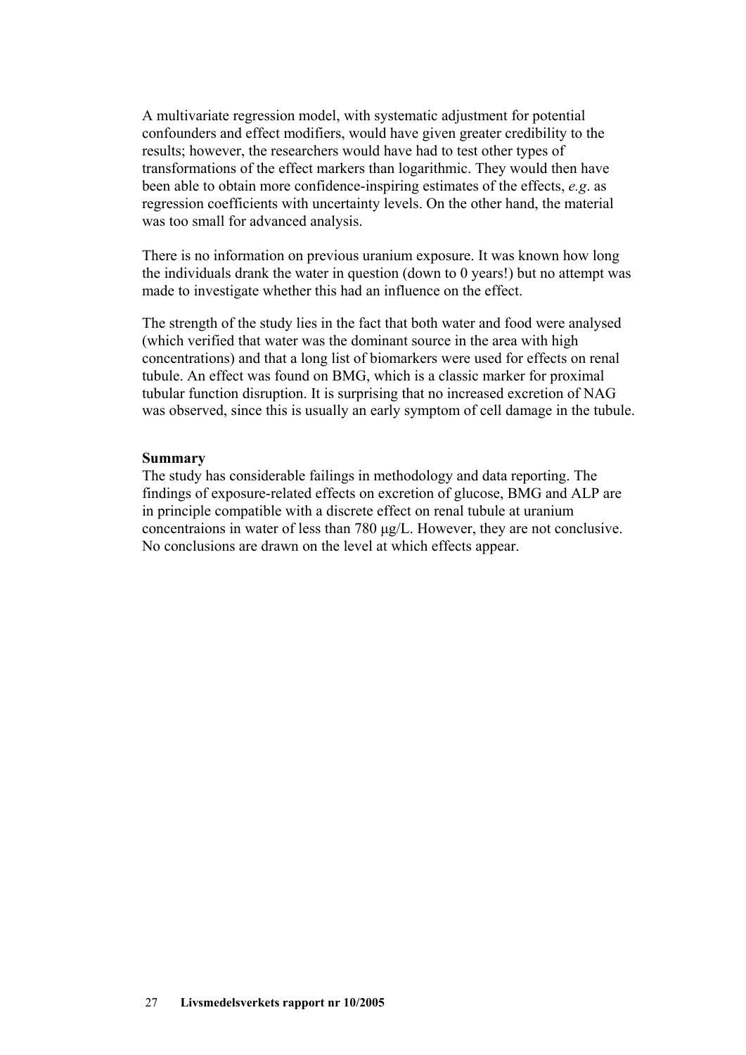A multivariate regression model, with systematic adjustment for potential confounders and effect modifiers, would have given greater credibility to the results; however, the researchers would have had to test other types of transformations of the effect markers than logarithmic. They would then have been able to obtain more confidence-inspiring estimates of the effects, *e.g*. as regression coefficients with uncertainty levels. On the other hand, the material was too small for advanced analysis.

There is no information on previous uranium exposure. It was known how long the individuals drank the water in question (down to 0 years!) but no attempt was made to investigate whether this had an influence on the effect.

The strength of the study lies in the fact that both water and food were analysed (which verified that water was the dominant source in the area with high concentrations) and that a long list of biomarkers were used for effects on renal tubule. An effect was found on BMG, which is a classic marker for proximal tubular function disruption. It is surprising that no increased excretion of NAG was observed, since this is usually an early symptom of cell damage in the tubule.

**Summary**

The study has considerable failings in methodology and data reporting. The findings of exposure-related effects on excretion of glucose, BMG and ALP are in principle compatible with a discrete effect on renal tubule at uranium concentraions in water of less than 780 µg/L. However, they are not conclusive. No conclusions are drawn on the level at which effects appear.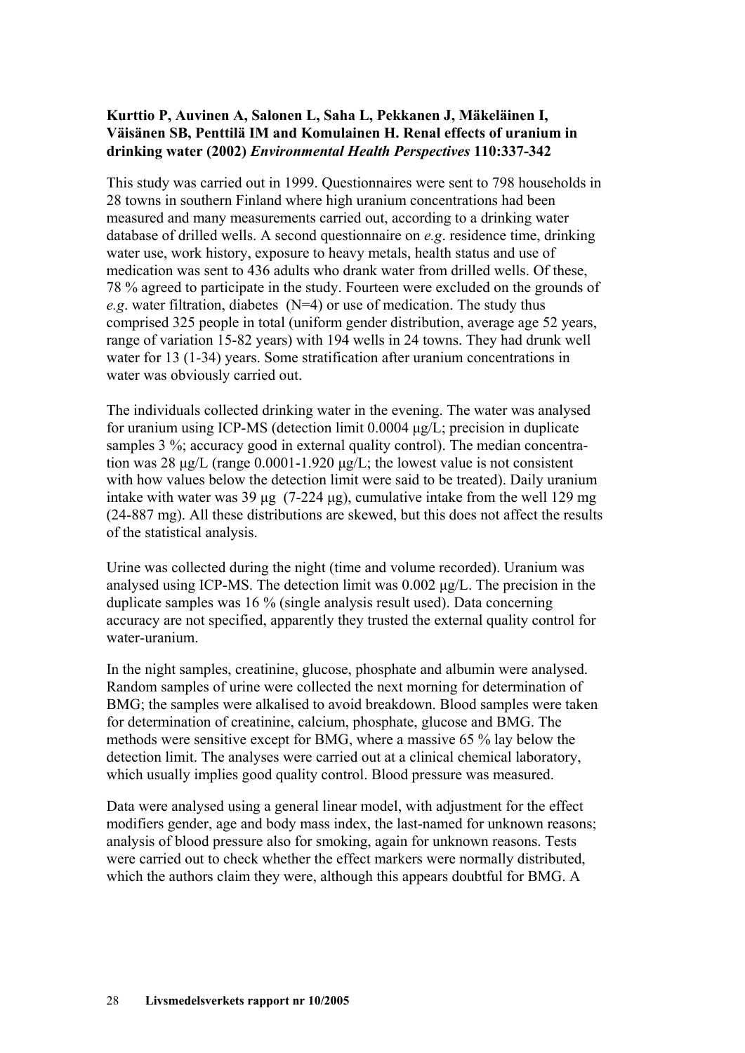**Kurttio P, Auvinen A, Salonen L, Saha L, Pekkanen J, Mäkeläinen I, Väisänen SB, Penttilä IM and Komulainen H. Renal effects of uranium in drinking water (2002) *Environmental Health Perspectives* 110:337-342**

This study was carried out in 1999. Questionnaires were sent to 798 households in 28 towns in southern Finland where high uranium concentrations had been measured and many measurements carried out, according to a drinking water database of drilled wells. A second questionnaire on *e.g*. residence time, drinking water use, work history, exposure to heavy metals, health status and use of medication was sent to 436 adults who drank water from drilled wells. Of these, 78 % agreed to participate in the study. Fourteen were excluded on the grounds of *e.g*. water filtration, diabetes (N=4) or use of medication. The study thus comprised 325 people in total (uniform gender distribution, average age 52 years, range of variation 15-82 years) with 194 wells in 24 towns. They had drunk well water for 13 (1-34) years. Some stratification after uranium concentrations in water was obviously carried out.

The individuals collected drinking water in the evening. The water was analysed for uranium using ICP-MS (detection limit 0.0004 µg/L; precision in duplicate samples 3 %; accuracy good in external quality control). The median concentration was 28 µg/L (range 0.0001-1.920 µg/L; the lowest value is not consistent with how values below the detection limit were said to be treated). Daily uranium intake with water was 39 µg (7-224 µg), cumulative intake from the well 129 mg (24-887 mg). All these distributions are skewed, but this does not affect the results of the statistical analysis.

Urine was collected during the night (time and volume recorded). Uranium was analysed using ICP-MS. The detection limit was 0.002 µg/L. The precision in the duplicate samples was 16 % (single analysis result used). Data concerning accuracy are not specified, apparently they trusted the external quality control for water-uranium.

In the night samples, creatinine, glucose, phosphate and albumin were analysed. Random samples of urine were collected the next morning for determination of BMG; the samples were alkalised to avoid breakdown. Blood samples were taken for determination of creatinine, calcium, phosphate, glucose and BMG. The methods were sensitive except for BMG, where a massive 65 % lay below the detection limit. The analyses were carried out at a clinical chemical laboratory, which usually implies good quality control. Blood pressure was measured.

Data were analysed using a general linear model, with adjustment for the effect modifiers gender, age and body mass index, the last-named for unknown reasons; analysis of blood pressure also for smoking, again for unknown reasons. Tests were carried out to check whether the effect markers were normally distributed, which the authors claim they were, although this appears doubtful for BMG. A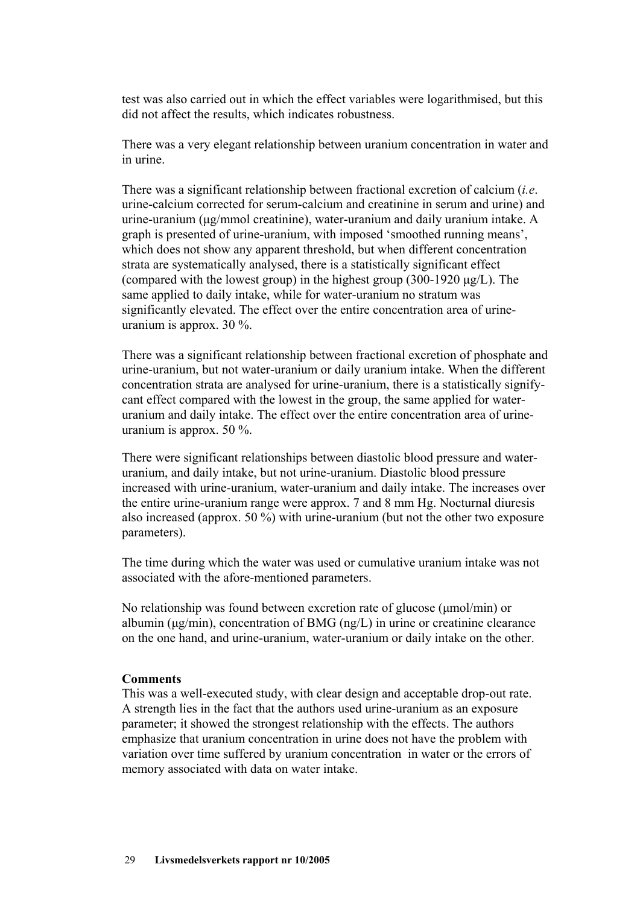test was also carried out in which the effect variables were logarithmised, but this did not affect the results, which indicates robustness.

There was a very elegant relationship between uranium concentration in water and in urine.

There was a significant relationship between fractional excretion of calcium (*i.e*. urine-calcium corrected for serum-calcium and creatinine in serum and urine) and urine-uranium (µg/mmol creatinine), water-uranium and daily uranium intake. A graph is presented of urine-uranium, with imposed 'smoothed running means', which does not show any apparent threshold, but when different concentration strata are systematically analysed, there is a statistically significant effect (compared with the lowest group) in the highest group (300-1920 µg/L). The same applied to daily intake, while for water-uranium no stratum was significantly elevated. The effect over the entire concentration area of urine-uranium is approx. 30 %.

There was a significant relationship between fractional excretion of phosphate and urine-uranium, but not water-uranium or daily uranium intake. When the different concentration strata are analysed for urine-uranium, there is a statistically significant effect compared with the lowest in the group, the same applied for water-uranium and daily intake. The effect over the entire concentration area of urine-uranium is approx. 50 %.

There were significant relationships between diastolic blood pressure and water-uranium, and daily intake, but not urine-uranium. Diastolic blood pressure increased with urine-uranium, water-uranium and daily intake. The increases over the entire urine-uranium range were approx. 7 and 8 mm Hg. Nocturnal diuresis also increased (approx. 50 %) with urine-uranium (but not the other two exposure parameters).

The time during which the water was used or cumulative uranium intake was not associated with the afore-mentioned parameters.

No relationship was found between excretion rate of glucose (µmol/min) or albumin (µg/min), concentration of BMG (ng/L) in urine or creatinine clearance on the one hand, and urine-uranium, water-uranium or daily intake on the other.

**Comments**

This was a well-executed study, with clear design and acceptable drop-out rate. A strength lies in the fact that the authors used urine-uranium as an exposure parameter; it showed the strongest relationship with the effects. The authors emphasize that uranium concentration in urine does not have the problem with variation over time suffered by uranium concentration in water or the errors of memory associated with data on water intake.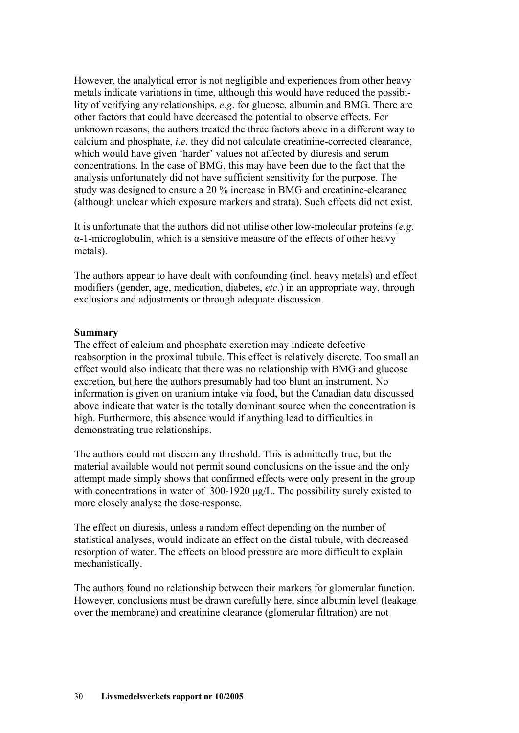However, the analytical error is not negligible and experiences from other heavy metals indicate variations in time, although this would have reduced the possibility of verifying any relationships, *e.g*. for glucose, albumin and BMG. There are other factors that could have decreased the potential to observe effects. For unknown reasons, the authors treated the three factors above in a different way to calcium and phosphate, *i.e*. they did not calculate creatinine-corrected clearance, which would have given 'harder' values not affected by diuresis and serum concentrations. In the case of BMG, this may have been due to the fact that the analysis unfortunately did not have sufficient sensitivity for the purpose. The study was designed to ensure a 20 % increase in BMG and creatinine-clearance (although unclear which exposure markers and strata). Such effects did not exist.

It is unfortunate that the authors did not utilise other low-molecular proteins (*e.g*. α-1-microglobulin, which is a sensitive measure of the effects of other heavy metals).

The authors appear to have dealt with confounding (incl. heavy metals) and effect modifiers (gender, age, medication, diabetes, *etc*.) in an appropriate way, through exclusions and adjustments or through adequate discussion.

**Summary**

The effect of calcium and phosphate excretion may indicate defective reabsorption in the proximal tubule. This effect is relatively discrete. Too small an effect would also indicate that there was no relationship with BMG and glucose excretion, but here the authors presumably had too blunt an instrument. No information is given on uranium intake via food, but the Canadian data discussed above indicate that water is the totally dominant source when the concentration is high. Furthermore, this absence would if anything lead to difficulties in demonstrating true relationships.

The authors could not discern any threshold. This is admittedly true, but the material available would not permit sound conclusions on the issue and the only attempt made simply shows that confirmed effects were only present in the group with concentrations in water of 300-1920 μg/L. The possibility surely existed to more closely analyse the dose-response.

The effect on diuresis, unless a random effect depending on the number of statistical analyses, would indicate an effect on the distal tubule, with decreased resorption of water. The effects on blood pressure are more difficult to explain mechanistically.

The authors found no relationship between their markers for glomerular function. However, conclusions must be drawn carefully here, since albumin level (leakage over the membrane) and creatinine clearance (glomerular filtration) are not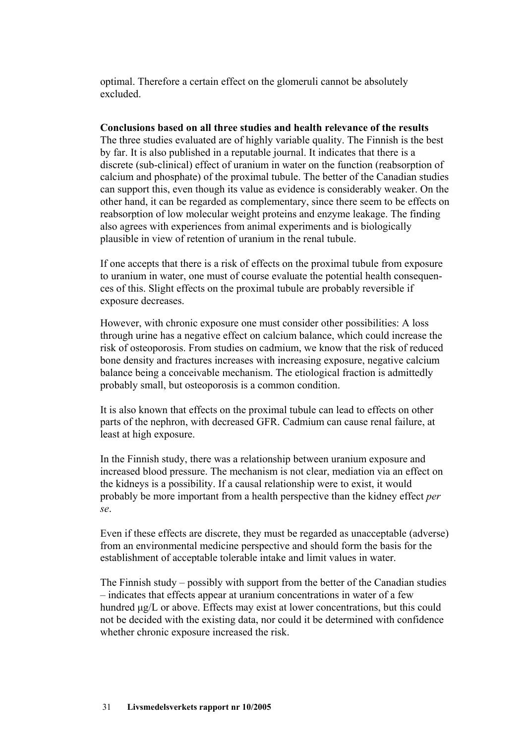optimal. Therefore a certain effect on the glomeruli cannot be absolutely excluded.

**Conclusions based on all three studies and health relevance of the results**

The three studies evaluated are of highly variable quality. The Finnish is the best by far. It is also published in a reputable journal. It indicates that there is a discrete (sub-clinical) effect of uranium in water on the function (reabsorption of calcium and phosphate) of the proximal tubule. The better of the Canadian studies can support this, even though its value as evidence is considerably weaker. On the other hand, it can be regarded as complementary, since there seem to be effects on reabsorption of low molecular weight proteins and enzyme leakage. The finding also agrees with experiences from animal experiments and is biologically plausible in view of retention of uranium in the renal tubule.

If one accepts that there is a risk of effects on the proximal tubule from exposure to uranium in water, one must of course evaluate the potential health consequences of this. Slight effects on the proximal tubule are probably reversible if exposure decreases.

However, with chronic exposure one must consider other possibilities: A loss through urine has a negative effect on calcium balance, which could increase the risk of osteoporosis. From studies on cadmium, we know that the risk of reduced bone density and fractures increases with increasing exposure, negative calcium balance being a conceivable mechanism. The etiological fraction is admittedly probably small, but osteoporosis is a common condition.

It is also known that effects on the proximal tubule can lead to effects on other parts of the nephron, with decreased GFR. Cadmium can cause renal failure, at least at high exposure.

In the Finnish study, there was a relationship between uranium exposure and increased blood pressure. The mechanism is not clear, mediation via an effect on the kidneys is a possibility. If a causal relationship were to exist, it would probably be more important from a health perspective than the kidney effect *per se*.

Even if these effects are discrete, they must be regarded as unacceptable (adverse) from an environmental medicine perspective and should form the basis for the establishment of acceptable tolerable intake and limit values in water.

The Finnish study – possibly with support from the better of the Canadian studies – indicates that effects appear at uranium concentrations in water of a few hundred µg/L or above. Effects may exist at lower concentrations, but this could not be decided with the existing data, nor could it be determined with confidence whether chronic exposure increased the risk.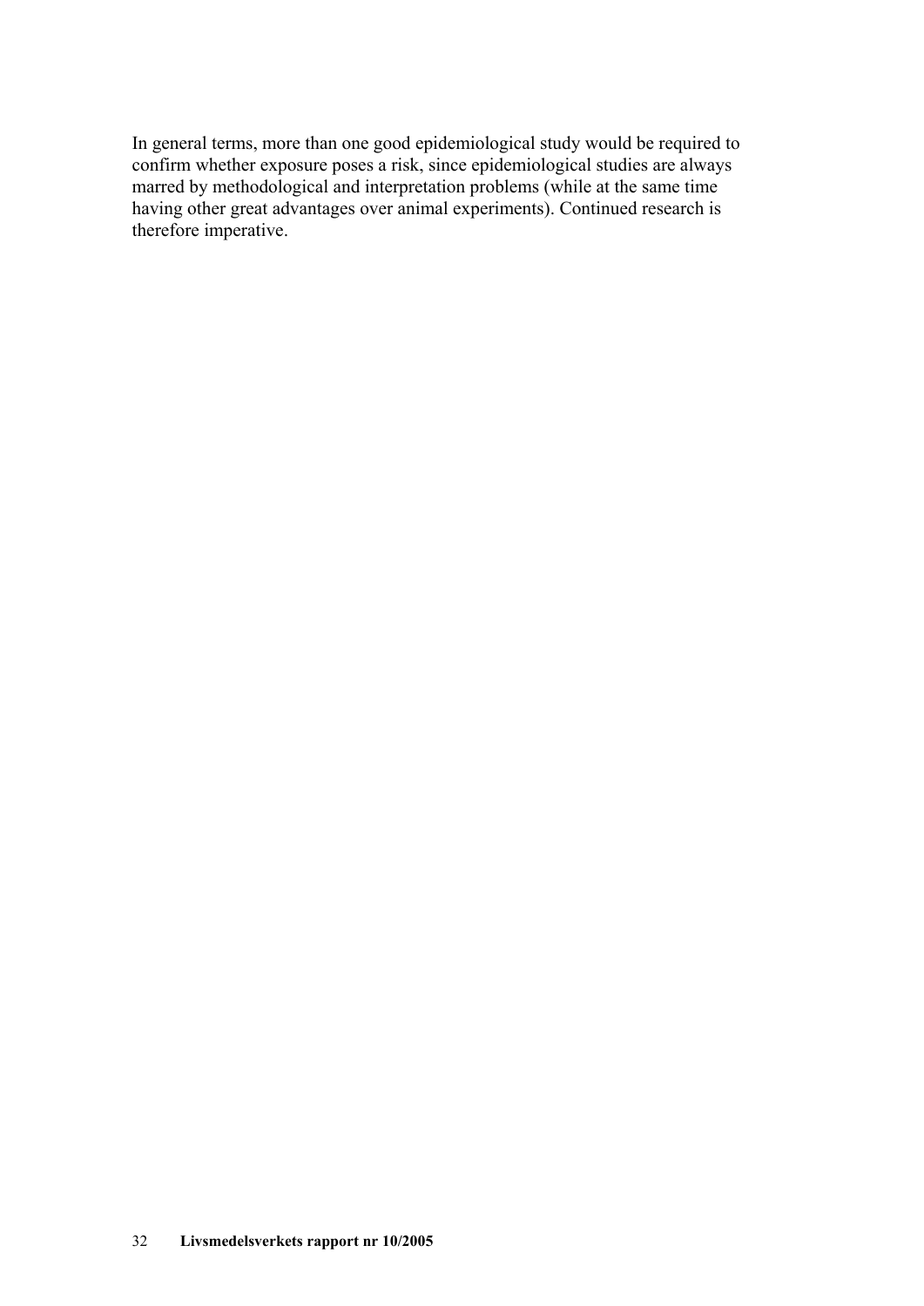In general terms, more than one good epidemiological study would be required to confirm whether exposure poses a risk, since epidemiological studies are always marred by methodological and interpretation problems (while at the same time having other great advantages over animal experiments). Continued research is therefore imperative.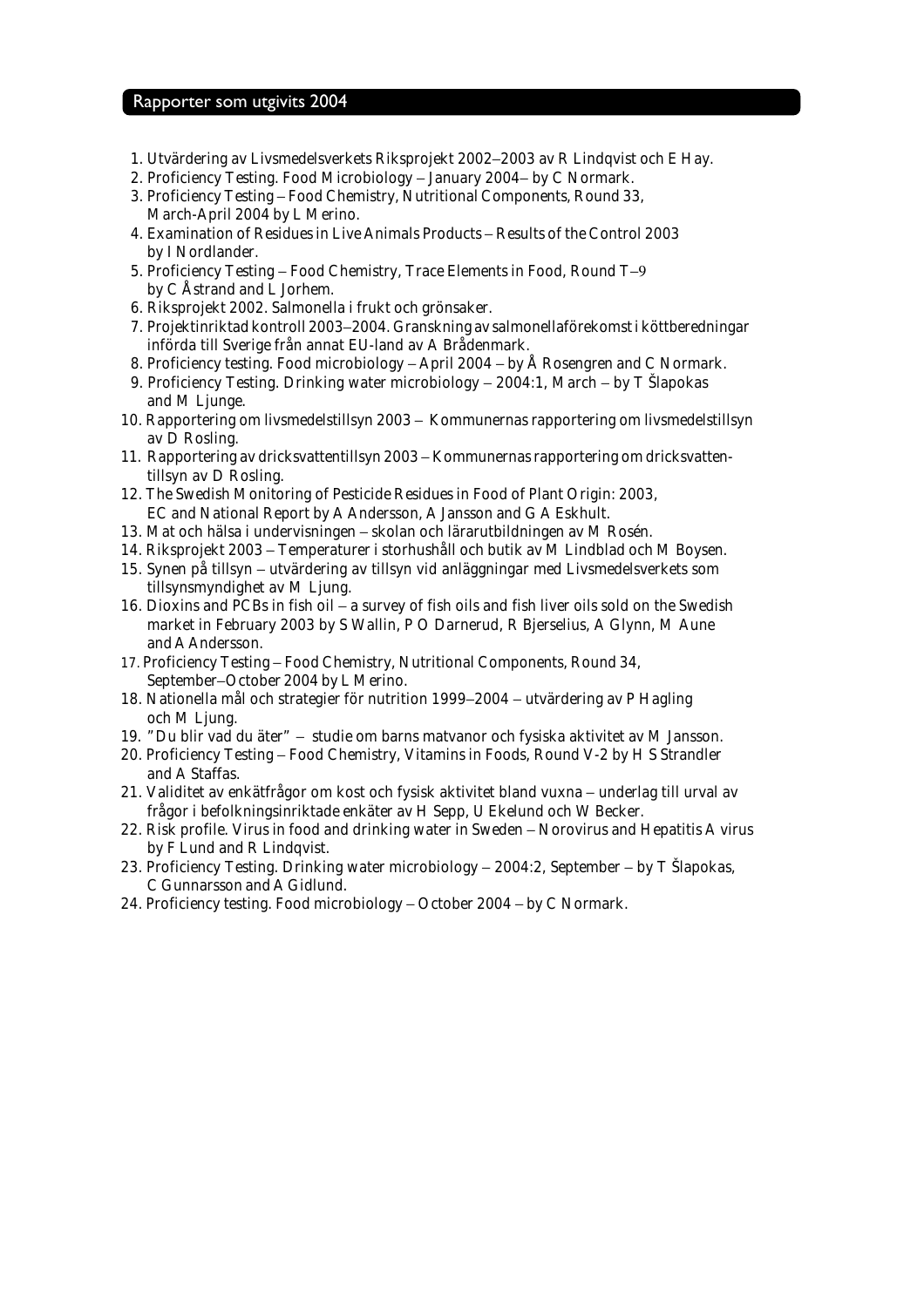## Rapporter som utgivits 2004

1. Utvärdering av Livsmedelsverkets Riksprojekt 2002–2003 av R Lindqvist och E Hay.
2. Proficiency Testing. Food Microbiology – January 2004– by C Normark.
3. Proficiency Testing – Food Chemistry, Nutritional Components, Round 33, March-April 2004 by L Merino.
4. Examination of Residues in Live Animals Products – Results of the Control 2003 by I Nordlander.
5. Proficiency Testing – Food Chemistry, Trace Elements in Food, Round T–9 by C Åstrand and L Jorhem.
6. Riksprojekt 2002. Salmonella i frukt och grönsaker.
7. Projektinriktad kontroll 2003–2004. Granskning av salmonellaförekomst i köttberedningar införda till Sverige från annat EU-land av A Brådenmark.
8. Proficiency testing. Food microbiology – April 2004 – by Å Rosengren and C Normark.
9. Proficiency Testing. Drinking water microbiology – 2004:1, March – by T Šlapokas and M Ljunge.
10. Rapportering om livsmedelstillsyn 2003 – Kommunernas rapportering om livsmedelstillsyn av D Rosling.
11. Rapportering av dricksvattentillsyn 2003 – Kommunernas rapportering om dricksvatten-tillsyn av D Rosling.
12. The Swedish Monitoring of Pesticide Residues in Food of Plant Origin: 2003, EC and National Report by A Andersson, A Jansson and G A Eskhult.
13. Mat och hälsa i undervisningen – skolan och lärarutbildningen av M Rosén.
14. Riksprojekt 2003 – Temperaturer i storhushåll och butik av M Lindblad och M Boysen.
15. Synen på tillsyn – utvärdering av tillsyn vid anläggningar med Livsmedelsverkets som tillsynsmyndighet av M Ljung.
16. Dioxins and PCBs in fish oil – a survey of fish oils and fish liver oils sold on the Swedish market in February 2003 by S Wallin, P O Darnerud, R Bjerselius, A Glynn, M Aune and A Andersson.
17. Proficiency Testing – Food Chemistry, Nutritional Components, Round 34, September–October 2004 by L Merino.
18. Nationella mål och strategier för nutrition 1999–2004 – utvärdering av P Hagling och M Ljung.
19. "Du blir vad du äter" – studie om barns matvanor och fysiska aktivitet av M Jansson.
20. Proficiency Testing – Food Chemistry, Vitamins in Foods, Round V-2 by H S Strandler and A Staffas.
21. Validitet av enkätfrågor om kost och fysisk aktivitet bland vuxna – underlag till urval av frågor i befolkningsinriktade enkäter av H Sepp, U Ekelund och W Becker.
22. Risk profile. Virus in food and drinking water in Sweden – Norovirus and Hepatitis A virus by F Lund and R Lindqvist.
23. Proficiency Testing. Drinking water microbiology – 2004:2, September – by T Šlapokas, C Gunnarsson and A Gidlund.
24. Proficiency testing. Food microbiology – October 2004 – by C Normark.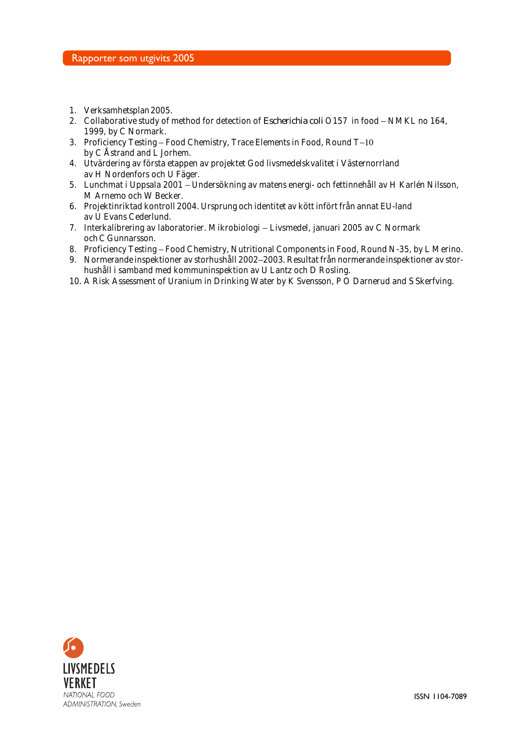## Rapporter som utgivits 2005

1. Verksamhetsplan 2005.
2. Collaborative study of method for detection of *Escherichia coli* O157 in food – NMKL no 164, 1999, by C Normark.
3. Proficiency Testing – Food Chemistry, Trace Elements in Food, Round T–10 by C Åstrand and L Jorhem.
4. Utvärdering av första etappen av projektet God livsmedelskvalitet i Västernorrland av H Nordenfors och U Fäger.
5. Lunchmat i Uppsala 2001 – Undersökning av matens energi- och fettinnehåll av H Karlén Nilsson, M Arnemo och W Becker.
6. Projektinriktad kontroll 2004. Ursprung och identitet av kött infört från annat EU-land av U Evans Cederlund.
7. Interkalibrering av laboratorier. Mikrobiologi – Livsmedel, januari 2005 av C Normark och C Gunnarsson.
8. Proficiency Testing – Food Chemistry, Nutritional Components in Food, Round N-35, by L Merino.
9. Normerande inspektioner av storhushåll 2002–2003. Resultat från normerande inspektioner av storhushåll i samband med kommuninspektion av U Lantz och D Rosling.
10. A Risk Assessment of Uranium in Drinking Water by K Svensson, P O Darnerud and S Skerfving.

LIVSMEDELS VERKET
NATIONAL FOOD ADMINISTRATION, Sweden

ISSN 1104-7089